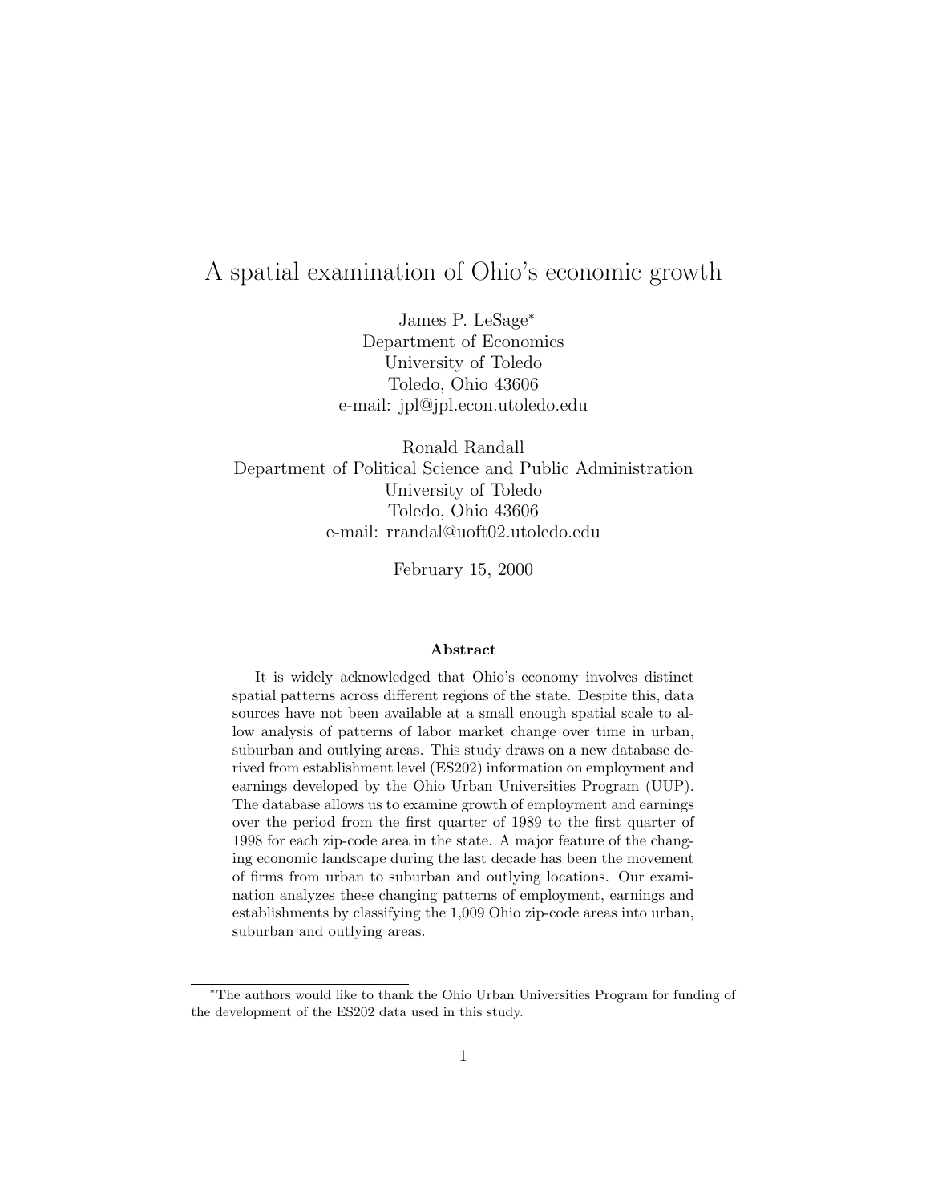# A spatial examination of Ohio's economic growth

James P. LeSage*
Department of Economics
University of Toledo
Toledo, Ohio 43606
e-mail: jpl@jpl.econ.utoledo.edu

Ronald Randall
Department of Political Science and Public Administration
University of Toledo
Toledo, Ohio 43606
e-mail: rrandal@uoft02.utoledo.edu

February 15, 2000

### Abstract

It is widely acknowledged that Ohio's economy involves distinct spatial patterns across different regions of the state. Despite this, data sources have not been available at a small enough spatial scale to allow analysis of patterns of labor market change over time in urban, suburban and outlying areas. This study draws on a new database derived from establishment level (ES202) information on employment and earnings developed by the Ohio Urban Universities Program (UUP). The database allows us to examine growth of employment and earnings over the period from the first quarter of 1989 to the first quarter of 1998 for each zip-code area in the state. A major feature of the changing economic landscape during the last decade has been the movement of firms from urban to suburban and outlying locations. Our examination analyzes these changing patterns of employment, earnings and establishments by classifying the 1,009 Ohio zip-code areas into urban, suburban and outlying areas.

---

*The authors would like to thank the Ohio Urban Universities Program for funding of the development of the ES202 data used in this study.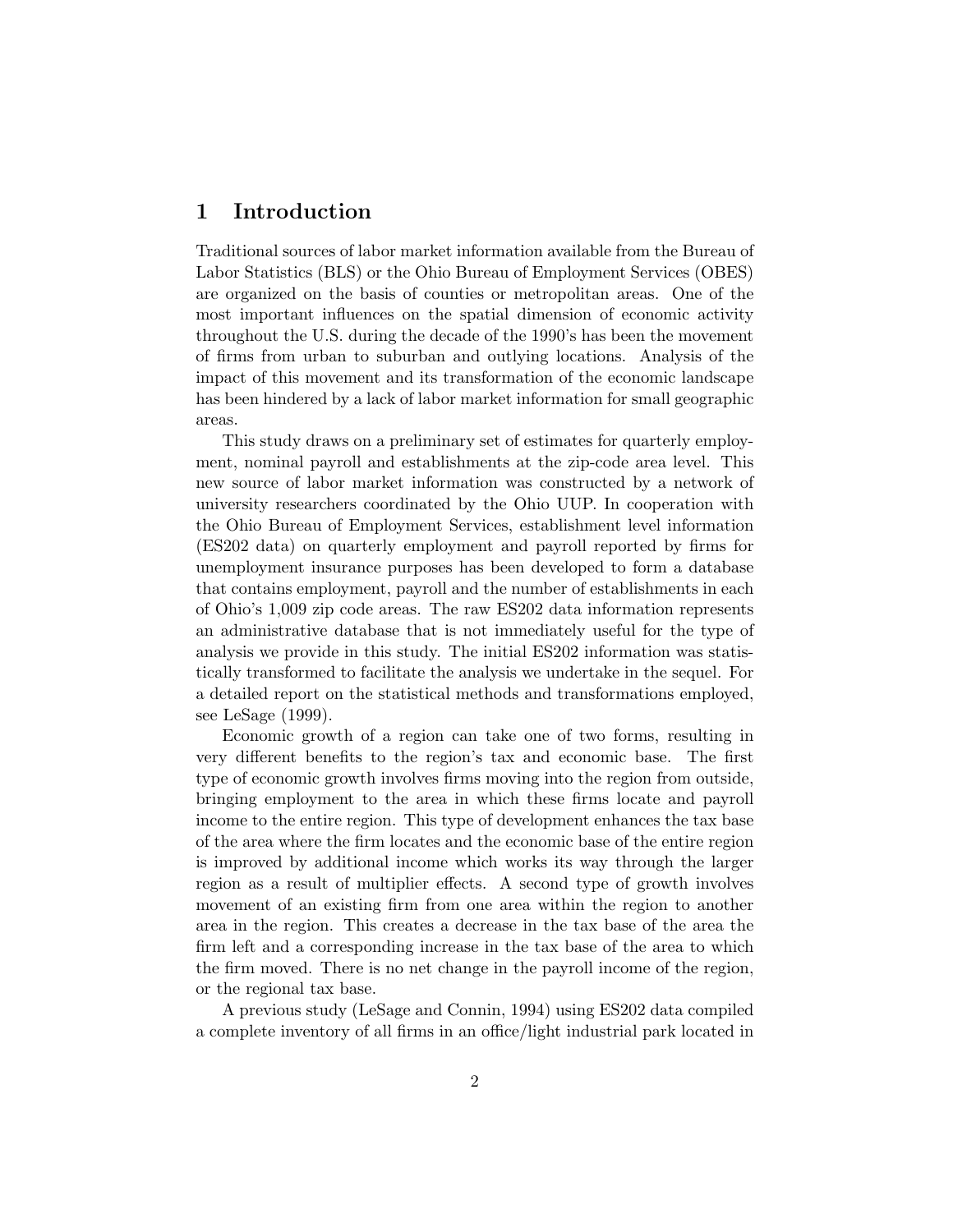# 1 Introduction

Traditional sources of labor market information available from the Bureau of Labor Statistics (BLS) or the Ohio Bureau of Employment Services (OBES) are organized on the basis of counties or metropolitan areas. One of the most important influences on the spatial dimension of economic activity throughout the U.S. during the decade of the 1990's has been the movement of firms from urban to suburban and outlying locations. Analysis of the impact of this movement and its transformation of the economic landscape has been hindered by a lack of labor market information for small geographic areas.

This study draws on a preliminary set of estimates for quarterly employment, nominal payroll and establishments at the zip-code area level. This new source of labor market information was constructed by a network of university researchers coordinated by the Ohio UUP. In cooperation with the Ohio Bureau of Employment Services, establishment level information (ES202 data) on quarterly employment and payroll reported by firms for unemployment insurance purposes has been developed to form a database that contains employment, payroll and the number of establishments in each of Ohio's 1,009 zip code areas. The raw ES202 data information represents an administrative database that is not immediately useful for the type of analysis we provide in this study. The initial ES202 information was statistically transformed to facilitate the analysis we undertake in the sequel. For a detailed report on the statistical methods and transformations employed, see LeSage (1999).

Economic growth of a region can take one of two forms, resulting in very different benefits to the region's tax and economic base. The first type of economic growth involves firms moving into the region from outside, bringing employment to the area in which these firms locate and payroll income to the entire region. This type of development enhances the tax base of the area where the firm locates and the economic base of the entire region is improved by additional income which works its way through the larger region as a result of multiplier effects. A second type of growth involves movement of an existing firm from one area within the region to another area in the region. This creates a decrease in the tax base of the area the firm left and a corresponding increase in the tax base of the area to which the firm moved. There is no net change in the payroll income of the region, or the regional tax base.

A previous study (LeSage and Connin, 1994) using ES202 data compiled a complete inventory of all firms in an office/light industrial park located in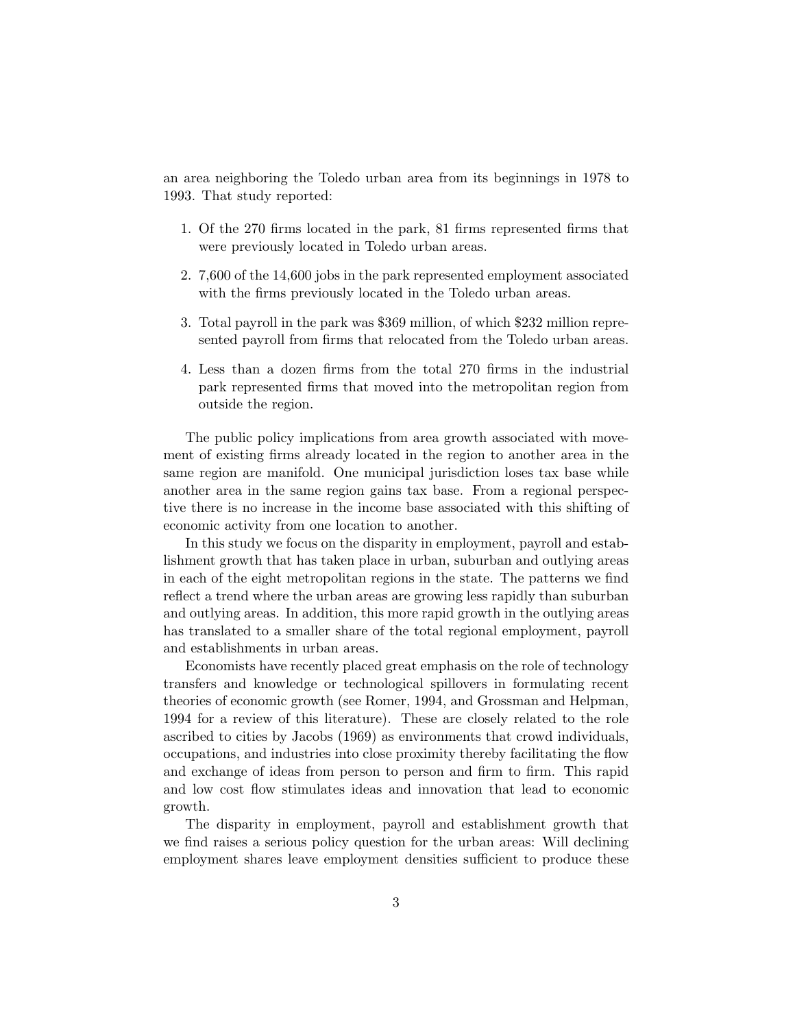an area neighboring the Toledo urban area from its beginnings in 1978 to 1993. That study reported:

1. Of the 270 firms located in the park, 81 firms represented firms that were previously located in Toledo urban areas.
2. 7,600 of the 14,600 jobs in the park represented employment associated with the firms previously located in the Toledo urban areas.
3. Total payroll in the park was $369 million, of which $232 million represented payroll from firms that relocated from the Toledo urban areas.
4. Less than a dozen firms from the total 270 firms in the industrial park represented firms that moved into the metropolitan region from outside the region.

The public policy implications from area growth associated with movement of existing firms already located in the region to another area in the same region are manifold. One municipal jurisdiction loses tax base while another area in the same region gains tax base. From a regional perspective there is no increase in the income base associated with this shifting of economic activity from one location to another.

In this study we focus on the disparity in employment, payroll and establishment growth that has taken place in urban, suburban and outlying areas in each of the eight metropolitan regions in the state. The patterns we find reflect a trend where the urban areas are growing less rapidly than suburban and outlying areas. In addition, this more rapid growth in the outlying areas has translated to a smaller share of the total regional employment, payroll and establishments in urban areas.

Economists have recently placed great emphasis on the role of technology transfers and knowledge or technological spillovers in formulating recent theories of economic growth (see Romer, 1994, and Grossman and Helpman, 1994 for a review of this literature). These are closely related to the role ascribed to cities by Jacobs (1969) as environments that crowd individuals, occupations, and industries into close proximity thereby facilitating the flow and exchange of ideas from person to person and firm to firm. This rapid and low cost flow stimulates ideas and innovation that lead to economic growth.

The disparity in employment, payroll and establishment growth that we find raises a serious policy question for the urban areas: Will declining employment shares leave employment densities sufficient to produce these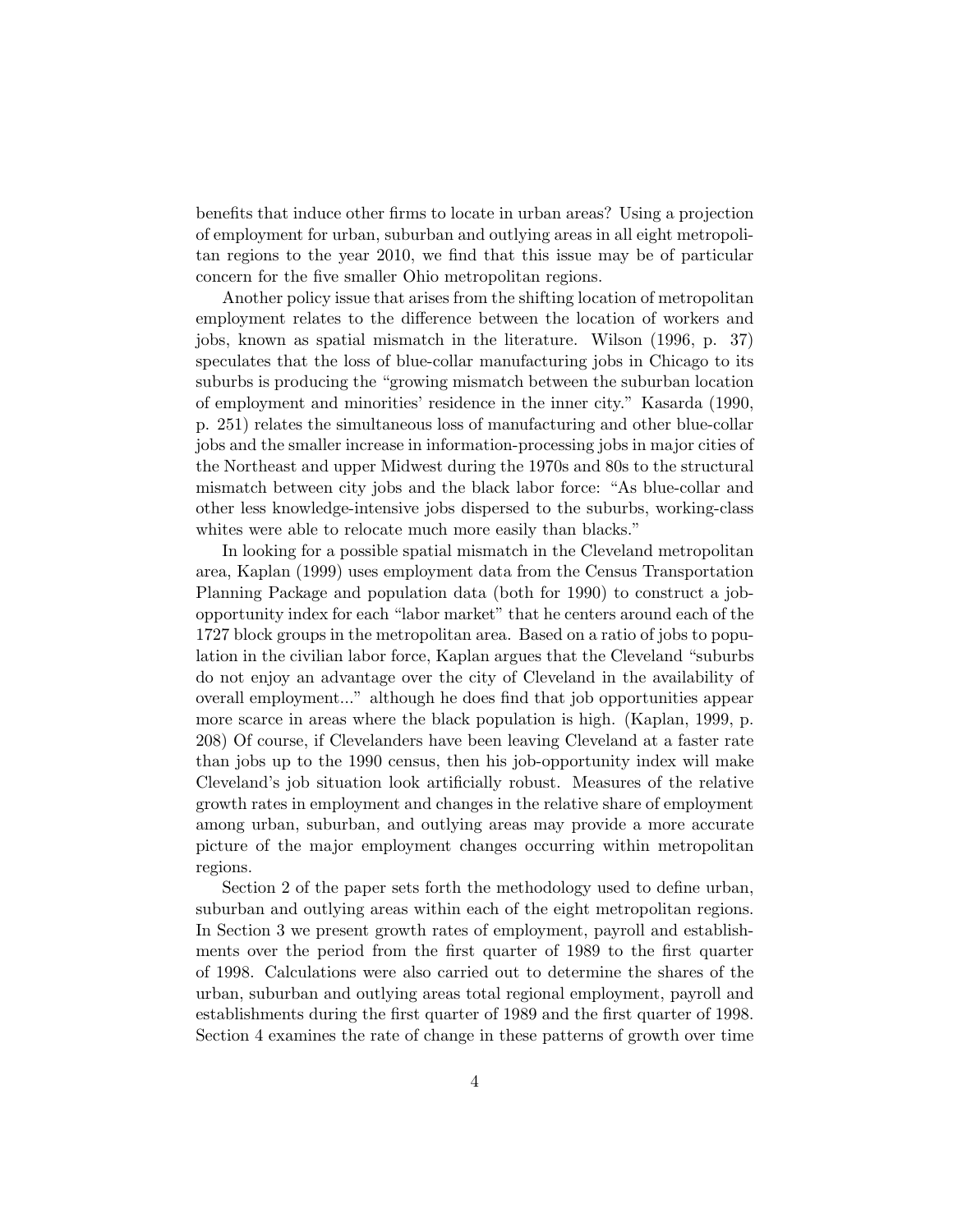benefits that induce other firms to locate in urban areas? Using a projection of employment for urban, suburban and outlying areas in all eight metropolitan regions to the year 2010, we find that this issue may be of particular concern for the five smaller Ohio metropolitan regions.

Another policy issue that arises from the shifting location of metropolitan employment relates to the difference between the location of workers and jobs, known as spatial mismatch in the literature. Wilson (1996, p. 37) speculates that the loss of blue-collar manufacturing jobs in Chicago to its suburbs is producing the "growing mismatch between the suburban location of employment and minorities' residence in the inner city." Kasarda (1990, p. 251) relates the simultaneous loss of manufacturing and other blue-collar jobs and the smaller increase in information-processing jobs in major cities of the Northeast and upper Midwest during the 1970s and 80s to the structural mismatch between city jobs and the black labor force: "As blue-collar and other less knowledge-intensive jobs dispersed to the suburbs, working-class whites were able to relocate much more easily than blacks."

In looking for a possible spatial mismatch in the Cleveland metropolitan area, Kaplan (1999) uses employment data from the Census Transportation Planning Package and population data (both for 1990) to construct a job-opportunity index for each "labor market" that he centers around each of the 1727 block groups in the metropolitan area. Based on a ratio of jobs to population in the civilian labor force, Kaplan argues that the Cleveland "suburbs do not enjoy an advantage over the city of Cleveland in the availability of overall employment..." although he does find that job opportunities appear more scarce in areas where the black population is high. (Kaplan, 1999, p. 208) Of course, if Clevelanders have been leaving Cleveland at a faster rate than jobs up to the 1990 census, then his job-opportunity index will make Cleveland's job situation look artificially robust. Measures of the relative growth rates in employment and changes in the relative share of employment among urban, suburban, and outlying areas may provide a more accurate picture of the major employment changes occurring within metropolitan regions.

Section 2 of the paper sets forth the methodology used to define urban, suburban and outlying areas within each of the eight metropolitan regions. In Section 3 we present growth rates of employment, payroll and establishments over the period from the first quarter of 1989 to the first quarter of 1998. Calculations were also carried out to determine the shares of the urban, suburban and outlying areas total regional employment, payroll and establishments during the first quarter of 1989 and the first quarter of 1998. Section 4 examines the rate of change in these patterns of growth over time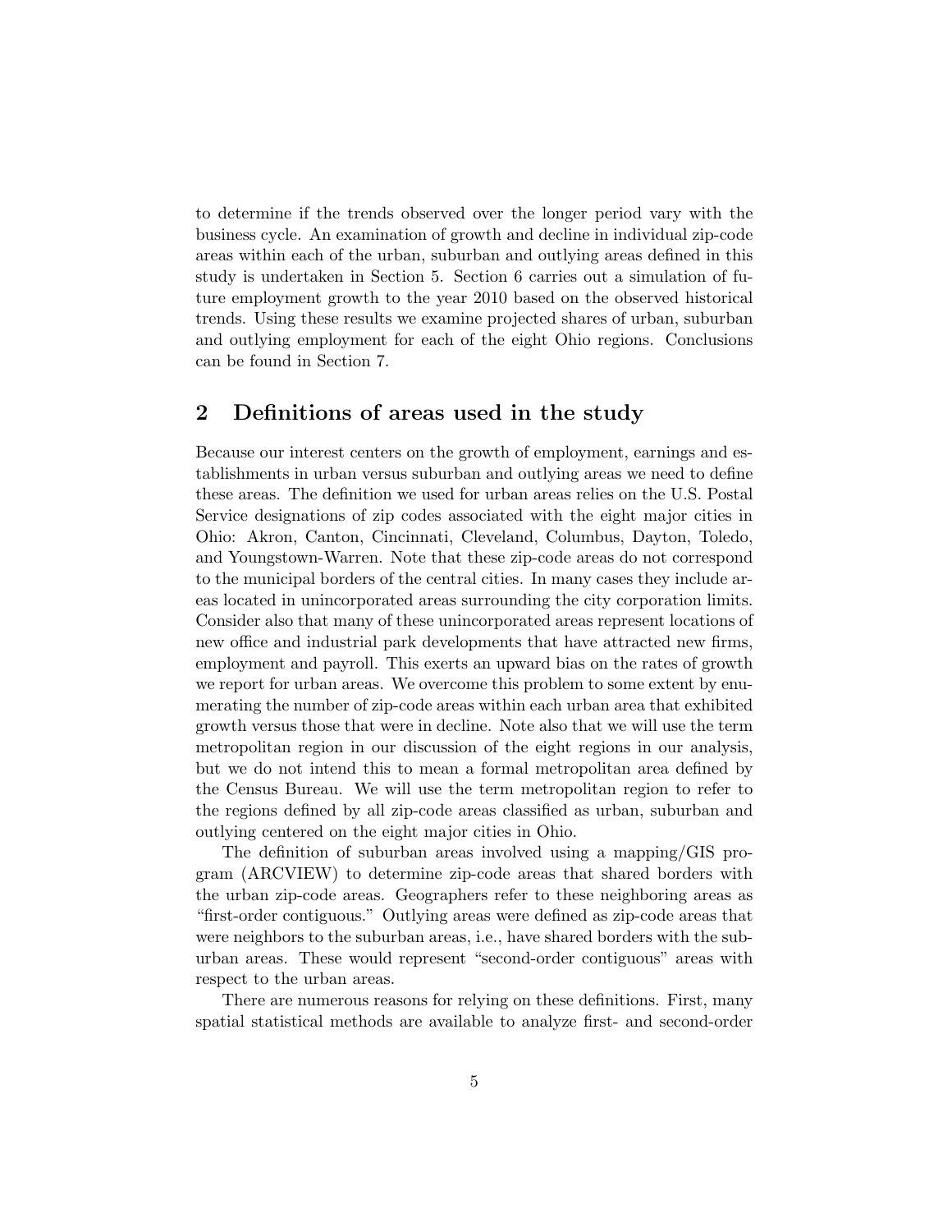to determine if the trends observed over the longer period vary with the business cycle. An examination of growth and decline in individual zip-code areas within each of the urban, suburban and outlying areas defined in this study is undertaken in Section 5. Section 6 carries out a simulation of future employment growth to the year 2010 based on the observed historical trends. Using these results we examine projected shares of urban, suburban and outlying employment for each of the eight Ohio regions. Conclusions can be found in Section 7.

## 2 Definitions of areas used in the study

Because our interest centers on the growth of employment, earnings and establishments in urban versus suburban and outlying areas we need to define these areas. The definition we used for urban areas relies on the U.S. Postal Service designations of zip codes associated with the eight major cities in Ohio: Akron, Canton, Cincinnati, Cleveland, Columbus, Dayton, Toledo, and Youngstown-Warren. Note that these zip-code areas do not correspond to the municipal borders of the central cities. In many cases they include areas located in unincorporated areas surrounding the city corporation limits. Consider also that many of these unincorporated areas represent locations of new office and industrial park developments that have attracted new firms, employment and payroll. This exerts an upward bias on the rates of growth we report for urban areas. We overcome this problem to some extent by enumerating the number of zip-code areas within each urban area that exhibited growth versus those that were in decline. Note also that we will use the term metropolitan region in our discussion of the eight regions in our analysis, but we do not intend this to mean a formal metropolitan area defined by the Census Bureau. We will use the term metropolitan region to refer to the regions defined by all zip-code areas classified as urban, suburban and outlying centered on the eight major cities in Ohio.

The definition of suburban areas involved using a mapping/GIS program (ARCVIEW) to determine zip-code areas that shared borders with the urban zip-code areas. Geographers refer to these neighboring areas as "first-order contiguous." Outlying areas were defined as zip-code areas that were neighbors to the suburban areas, i.e., have shared borders with the suburban areas. These would represent "second-order contiguous" areas with respect to the urban areas.

There are numerous reasons for relying on these definitions. First, many spatial statistical methods are available to analyze first- and second-order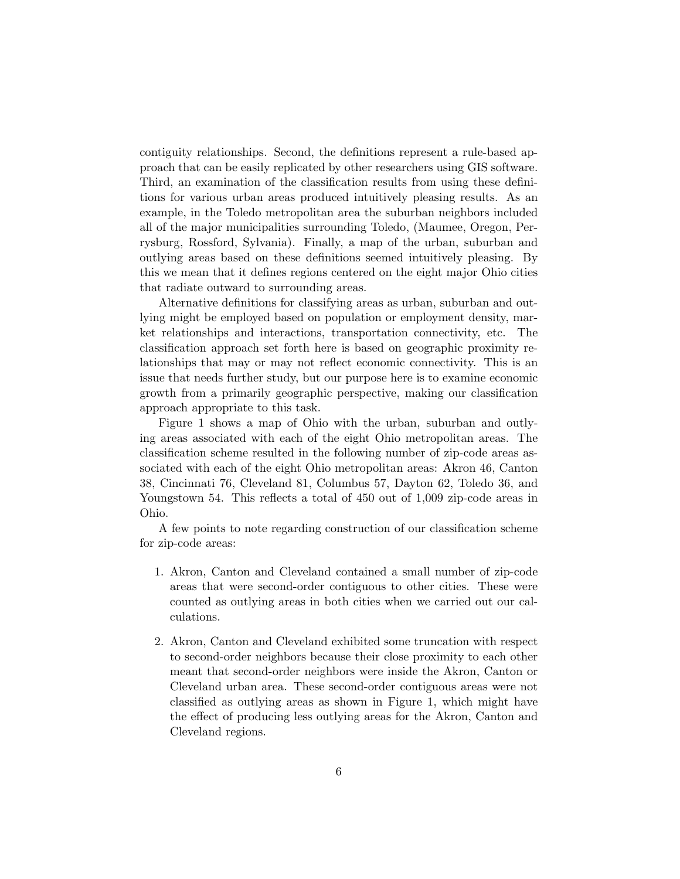contiguity relationships. Second, the definitions represent a rule-based approach that can be easily replicated by other researchers using GIS software. Third, an examination of the classification results from using these definitions for various urban areas produced intuitively pleasing results. As an example, in the Toledo metropolitan area the suburban neighbors included all of the major municipalities surrounding Toledo, (Maumee, Oregon, Perrysburg, Rossford, Sylvania). Finally, a map of the urban, suburban and outlying areas based on these definitions seemed intuitively pleasing. By this we mean that it defines regions centered on the eight major Ohio cities that radiate outward to surrounding areas.

Alternative definitions for classifying areas as urban, suburban and outlying might be employed based on population or employment density, market relationships and interactions, transportation connectivity, etc. The classification approach set forth here is based on geographic proximity relationships that may or may not reflect economic connectivity. This is an issue that needs further study, but our purpose here is to examine economic growth from a primarily geographic perspective, making our classification approach appropriate to this task.

Figure 1 shows a map of Ohio with the urban, suburban and outlying areas associated with each of the eight Ohio metropolitan areas. The classification scheme resulted in the following number of zip-code areas associated with each of the eight Ohio metropolitan areas: Akron 46, Canton 38, Cincinnati 76, Cleveland 81, Columbus 57, Dayton 62, Toledo 36, and Youngstown 54. This reflects a total of 450 out of 1,009 zip-code areas in Ohio.

A few points to note regarding construction of our classification scheme for zip-code areas:

1. Akron, Canton and Cleveland contained a small number of zip-code areas that were second-order contiguous to other cities. These were counted as outlying areas in both cities when we carried out our calculations.

2. Akron, Canton and Cleveland exhibited some truncation with respect to second-order neighbors because their close proximity to each other meant that second-order neighbors were inside the Akron, Canton or Cleveland urban area. These second-order contiguous areas were not classified as outlying areas as shown in Figure 1, which might have the effect of producing less outlying areas for the Akron, Canton and Cleveland regions.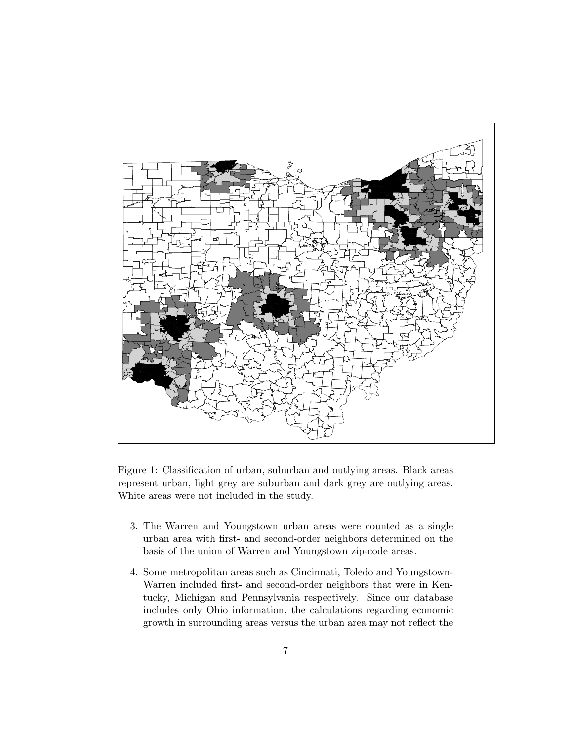Figure 1: Classification of urban, suburban and outlying areas. Black areas represent urban, light grey are suburban and dark grey are outlying areas. White areas were not included in the study.

3. The Warren and Youngstown urban areas were counted as a single urban area with first- and second-order neighbors determined on the basis of the union of Warren and Youngstown zip-code areas.

4. Some metropolitan areas such as Cincinnati, Toledo and Youngstown-Warren included first- and second-order neighbors that were in Kentucky, Michigan and Pennsylvania respectively. Since our database includes only Ohio information, the calculations regarding economic growth in surrounding areas versus the urban area may not reflect the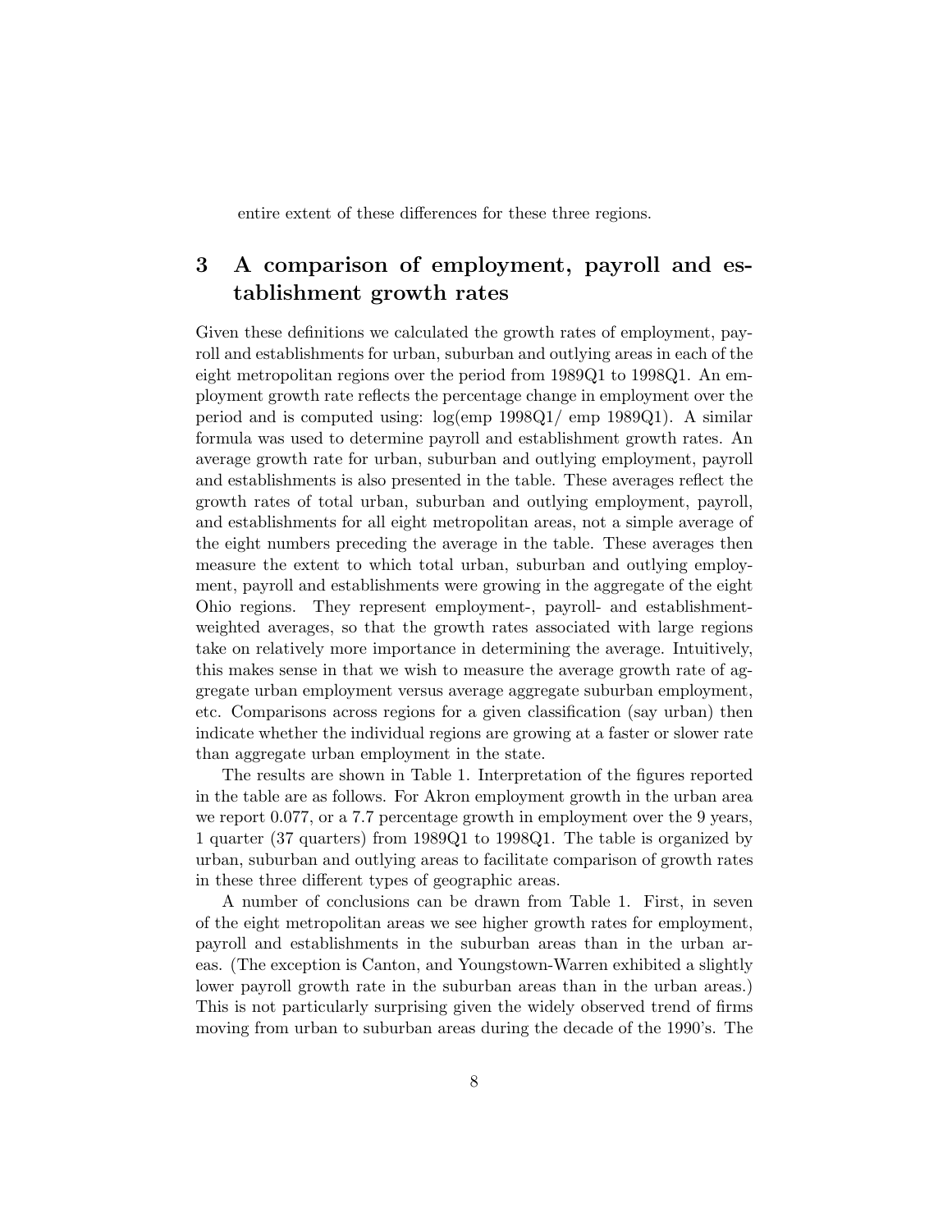entire extent of these differences for these three regions.

## 3 A comparison of employment, payroll and establishment growth rates

Given these definitions we calculated the growth rates of employment, payroll and establishments for urban, suburban and outlying areas in each of the eight metropolitan regions over the period from 1989Q1 to 1998Q1. An employment growth rate reflects the percentage change in employment over the period and is computed using: log(emp 1998Q1/ emp 1989Q1). A similar formula was used to determine payroll and establishment growth rates. An average growth rate for urban, suburban and outlying employment, payroll and establishments is also presented in the table. These averages reflect the growth rates of total urban, suburban and outlying employment, payroll, and establishments for all eight metropolitan areas, not a simple average of the eight numbers preceding the average in the table. These averages then measure the extent to which total urban, suburban and outlying employment, payroll and establishments were growing in the aggregate of the eight Ohio regions. They represent employment-, payroll- and establishment-weighted averages, so that the growth rates associated with large regions take on relatively more importance in determining the average. Intuitively, this makes sense in that we wish to measure the average growth rate of aggregate urban employment versus average aggregate suburban employment, etc. Comparisons across regions for a given classification (say urban) then indicate whether the individual regions are growing at a faster or slower rate than aggregate urban employment in the state.

The results are shown in Table 1. Interpretation of the figures reported in the table are as follows. For Akron employment growth in the urban area we report 0.077, or a 7.7 percentage growth in employment over the 9 years, 1 quarter (37 quarters) from 1989Q1 to 1998Q1. The table is organized by urban, suburban and outlying areas to facilitate comparison of growth rates in these three different types of geographic areas.

A number of conclusions can be drawn from Table 1. First, in seven of the eight metropolitan areas we see higher growth rates for employment, payroll and establishments in the suburban areas than in the urban areas. (The exception is Canton, and Youngstown-Warren exhibited a slightly lower payroll growth rate in the suburban areas than in the urban areas.) This is not particularly surprising given the widely observed trend of firms moving from urban to suburban areas during the decade of the 1990's. The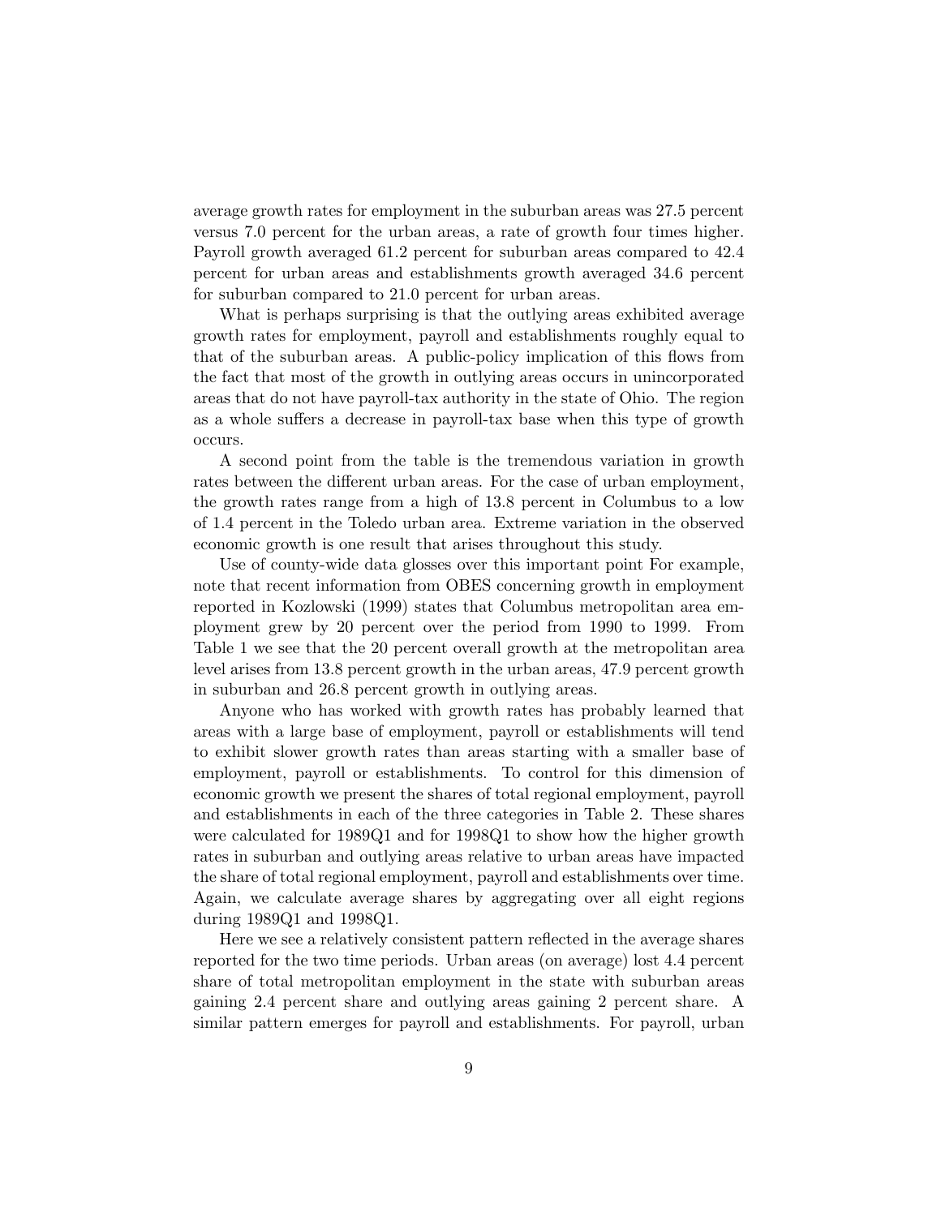average growth rates for employment in the suburban areas was 27.5 percent versus 7.0 percent for the urban areas, a rate of growth four times higher. Payroll growth averaged 61.2 percent for suburban areas compared to 42.4 percent for urban areas and establishments growth averaged 34.6 percent for suburban compared to 21.0 percent for urban areas.

What is perhaps surprising is that the outlying areas exhibited average growth rates for employment, payroll and establishments roughly equal to that of the suburban areas. A public-policy implication of this flows from the fact that most of the growth in outlying areas occurs in unincorporated areas that do not have payroll-tax authority in the state of Ohio. The region as a whole suffers a decrease in payroll-tax base when this type of growth occurs.

A second point from the table is the tremendous variation in growth rates between the different urban areas. For the case of urban employment, the growth rates range from a high of 13.8 percent in Columbus to a low of 1.4 percent in the Toledo urban area. Extreme variation in the observed economic growth is one result that arises throughout this study.

Use of county-wide data glosses over this important point For example, note that recent information from OBES concerning growth in employment reported in Kozlowski (1999) states that Columbus metropolitan area employment grew by 20 percent over the period from 1990 to 1999. From Table 1 we see that the 20 percent overall growth at the metropolitan area level arises from 13.8 percent growth in the urban areas, 47.9 percent growth in suburban and 26.8 percent growth in outlying areas.

Anyone who has worked with growth rates has probably learned that areas with a large base of employment, payroll or establishments will tend to exhibit slower growth rates than areas starting with a smaller base of employment, payroll or establishments. To control for this dimension of economic growth we present the shares of total regional employment, payroll and establishments in each of the three categories in Table 2. These shares were calculated for 1989Q1 and for 1998Q1 to show how the higher growth rates in suburban and outlying areas relative to urban areas have impacted the share of total regional employment, payroll and establishments over time. Again, we calculate average shares by aggregating over all eight regions during 1989Q1 and 1998Q1.

Here we see a relatively consistent pattern reflected in the average shares reported for the two time periods. Urban areas (on average) lost 4.4 percent share of total metropolitan employment in the state with suburban areas gaining 2.4 percent share and outlying areas gaining 2 percent share. A similar pattern emerges for payroll and establishments. For payroll, urban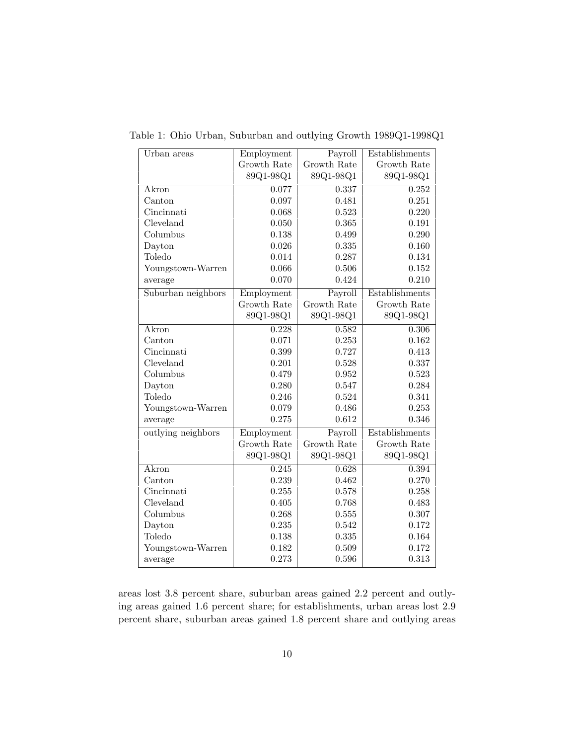Table 1: Ohio Urban, Suburban and outlying Growth 1989Q1-1998Q1

| Urban areas | Employment Growth Rate 89Q1-98Q1 | Payroll Growth Rate 89Q1-98Q1 | Establishments Growth Rate 89Q1-98Q1 |
|---|---|---|---|
| Akron | 0.077 | 0.337 | 0.252 |
| Canton | 0.097 | 0.481 | 0.251 |
| Cincinnati | 0.068 | 0.523 | 0.220 |
| Cleveland | 0.050 | 0.365 | 0.191 |
| Columbus | 0.138 | 0.499 | 0.290 |
| Dayton | 0.026 | 0.335 | 0.160 |
| Toledo | 0.014 | 0.287 | 0.134 |
| Youngstown-Warren | 0.066 | 0.506 | 0.152 |
| average | 0.070 | 0.424 | 0.210 |
| **Suburban neighbors** | **Employment Growth Rate 89Q1-98Q1** | **Payroll Growth Rate 89Q1-98Q1** | **Establishments Growth Rate 89Q1-98Q1** |
| Akron | 0.228 | 0.582 | 0.306 |
| Canton | 0.071 | 0.253 | 0.162 |
| Cincinnati | 0.399 | 0.727 | 0.413 |
| Cleveland | 0.201 | 0.528 | 0.337 |
| Columbus | 0.479 | 0.952 | 0.523 |
| Dayton | 0.280 | 0.547 | 0.284 |
| Toledo | 0.246 | 0.524 | 0.341 |
| Youngstown-Warren | 0.079 | 0.486 | 0.253 |
| average | 0.275 | 0.612 | 0.346 |
| **outlying neighbors** | **Employment Growth Rate 89Q1-98Q1** | **Payroll Growth Rate 89Q1-98Q1** | **Establishments Growth Rate 89Q1-98Q1** |
| Akron | 0.245 | 0.628 | 0.394 |
| Canton | 0.239 | 0.462 | 0.270 |
| Cincinnati | 0.255 | 0.578 | 0.258 |
| Cleveland | 0.405 | 0.768 | 0.483 |
| Columbus | 0.268 | 0.555 | 0.307 |
| Dayton | 0.235 | 0.542 | 0.172 |
| Toledo | 0.138 | 0.335 | 0.164 |
| Youngstown-Warren | 0.182 | 0.509 | 0.172 |
| average | 0.273 | 0.596 | 0.313 |

areas lost 3.8 percent share, suburban areas gained 2.2 percent and outlying areas gained 1.6 percent share; for establishments, urban areas lost 2.9 percent share, suburban areas gained 1.8 percent share and outlying areas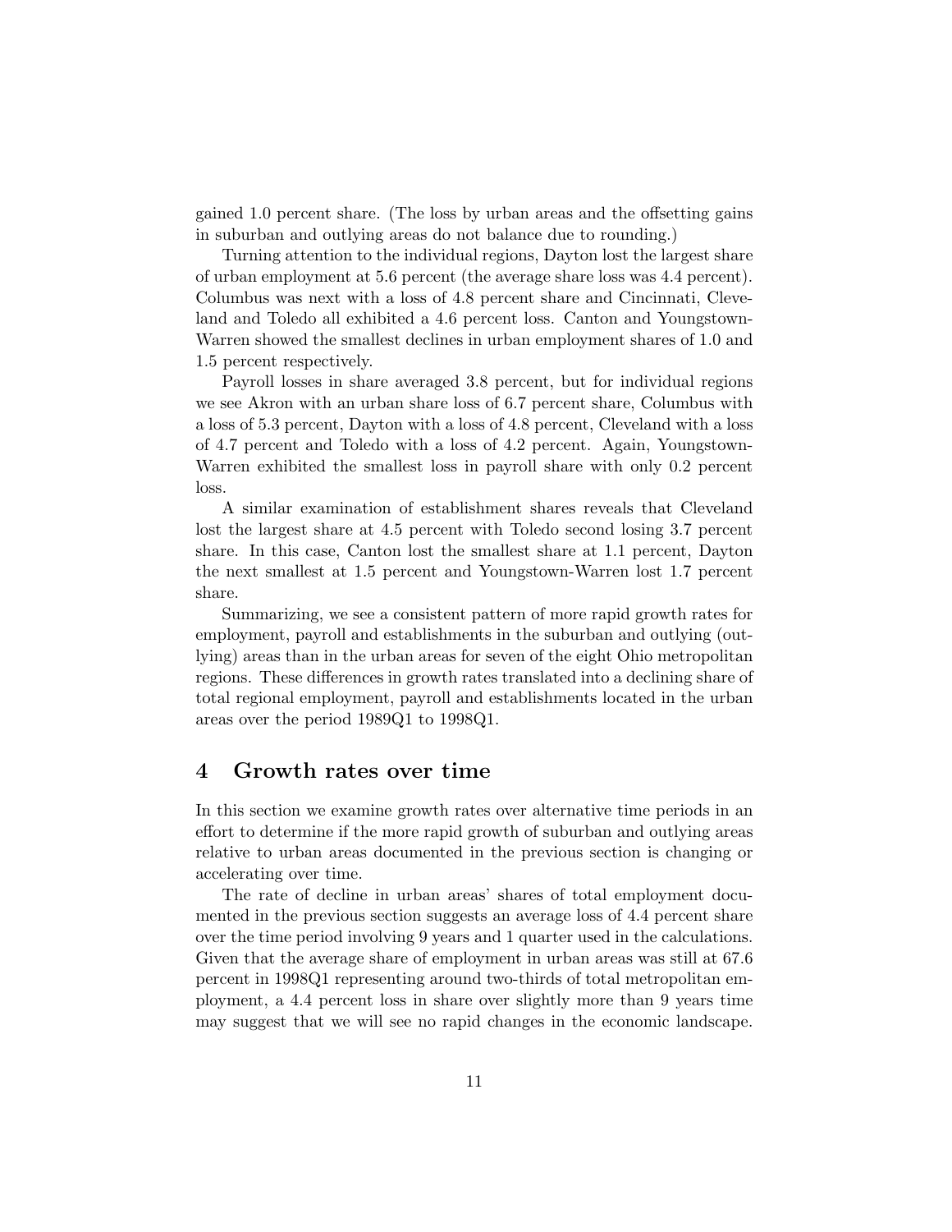gained 1.0 percent share. (The loss by urban areas and the offsetting gains in suburban and outlying areas do not balance due to rounding.)

Turning attention to the individual regions, Dayton lost the largest share of urban employment at 5.6 percent (the average share loss was 4.4 percent). Columbus was next with a loss of 4.8 percent share and Cincinnati, Cleveland and Toledo all exhibited a 4.6 percent loss. Canton and Youngstown-Warren showed the smallest declines in urban employment shares of 1.0 and 1.5 percent respectively.

Payroll losses in share averaged 3.8 percent, but for individual regions we see Akron with an urban share loss of 6.7 percent share, Columbus with a loss of 5.3 percent, Dayton with a loss of 4.8 percent, Cleveland with a loss of 4.7 percent and Toledo with a loss of 4.2 percent. Again, Youngstown-Warren exhibited the smallest loss in payroll share with only 0.2 percent loss.

A similar examination of establishment shares reveals that Cleveland lost the largest share at 4.5 percent with Toledo second losing 3.7 percent share. In this case, Canton lost the smallest share at 1.1 percent, Dayton the next smallest at 1.5 percent and Youngstown-Warren lost 1.7 percent share.

Summarizing, we see a consistent pattern of more rapid growth rates for employment, payroll and establishments in the suburban and outlying (outlying) areas than in the urban areas for seven of the eight Ohio metropolitan regions. These differences in growth rates translated into a declining share of total regional employment, payroll and establishments located in the urban areas over the period 1989Q1 to 1998Q1.

## 4 Growth rates over time

In this section we examine growth rates over alternative time periods in an effort to determine if the more rapid growth of suburban and outlying areas relative to urban areas documented in the previous section is changing or accelerating over time.

The rate of decline in urban areas' shares of total employment documented in the previous section suggests an average loss of 4.4 percent share over the time period involving 9 years and 1 quarter used in the calculations. Given that the average share of employment in urban areas was still at 67.6 percent in 1998Q1 representing around two-thirds of total metropolitan employment, a 4.4 percent loss in share over slightly more than 9 years time may suggest that we will see no rapid changes in the economic landscape.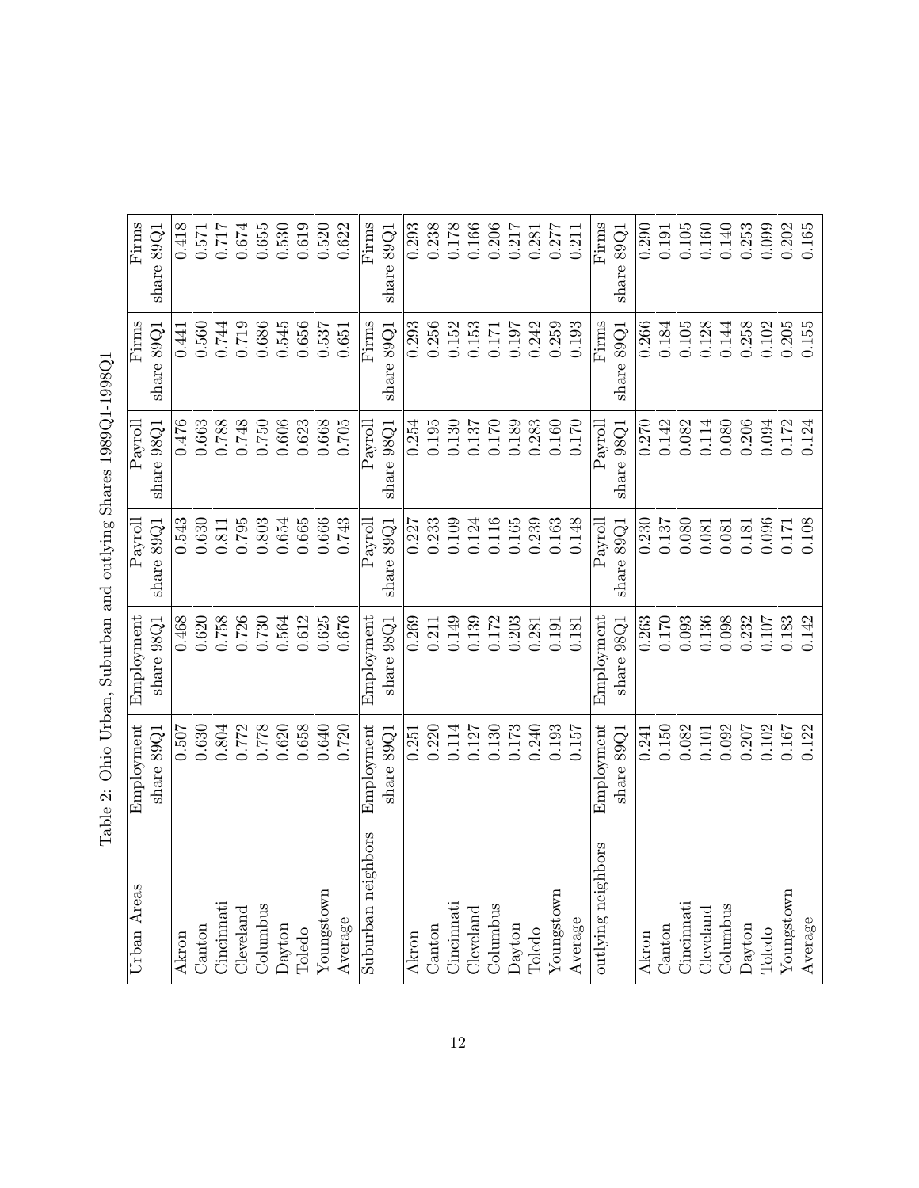Table 2: Ohio Urban, Suburban and outlying Shares 1989Q1-1998Q1

| Urban Areas | Employment share 89Q1 | Employment share 98Q1 | Payroll share 89Q1 | Payroll share 98Q1 | Firms share 89Q1 | Firms share 89Q1 |
|---|---|---|---|---|---|---|
| Akron | 0.507 | 0.468 | 0.543 | 0.476 | 0.441 | 0.418 |
| Canton | 0.630 | 0.620 | 0.630 | 0.663 | 0.560 | 0.571 |
| Cincinnati | 0.804 | 0.758 | 0.811 | 0.788 | 0.744 | 0.717 |
| Cleveland | 0.772 | 0.726 | 0.795 | 0.748 | 0.719 | 0.674 |
| Columbus | 0.778 | 0.730 | 0.803 | 0.750 | 0.686 | 0.655 |
| Dayton | 0.620 | 0.564 | 0.654 | 0.606 | 0.545 | 0.530 |
| Toledo | 0.658 | 0.612 | 0.665 | 0.623 | 0.656 | 0.619 |
| Youngstown | 0.640 | 0.625 | 0.666 | 0.668 | 0.537 | 0.520 |
| Average | 0.720 | 0.676 | 0.743 | 0.705 | 0.651 | 0.622 |
| **Suburban neighbors** | **Employment share 89Q1** | **Employment share 98Q1** | **Payroll share 89Q1** | **Payroll share 98Q1** | **Firms share 89Q1** | **Firms share 89Q1** |
| Akron | 0.251 | 0.269 | 0.227 | 0.254 | 0.293 | 0.293 |
| Canton | 0.220 | 0.211 | 0.233 | 0.195 | 0.256 | 0.238 |
| Cincinnati | 0.114 | 0.149 | 0.109 | 0.130 | 0.152 | 0.178 |
| Cleveland | 0.127 | 0.139 | 0.124 | 0.137 | 0.153 | 0.166 |
| Columbus | 0.130 | 0.172 | 0.116 | 0.170 | 0.171 | 0.206 |
| Dayton | 0.173 | 0.203 | 0.165 | 0.189 | 0.197 | 0.217 |
| Toledo | 0.240 | 0.281 | 0.239 | 0.283 | 0.242 | 0.281 |
| Youngstown | 0.193 | 0.191 | 0.163 | 0.160 | 0.259 | 0.277 |
| Average | 0.157 | 0.181 | 0.148 | 0.170 | 0.193 | 0.211 |
| **outlying neighbors** | **Employment share 89Q1** | **Employment share 98Q1** | **Payroll share 89Q1** | **Payroll share 98Q1** | **Firms share 89Q1** | **Firms share 89Q1** |
| Akron | 0.241 | 0.263 | 0.230 | 0.270 | 0.266 | 0.290 |
| Canton | 0.150 | 0.170 | 0.137 | 0.142 | 0.184 | 0.191 |
| Cincinnati | 0.082 | 0.093 | 0.080 | 0.082 | 0.105 | 0.105 |
| Cleveland | 0.101 | 0.136 | 0.081 | 0.114 | 0.128 | 0.160 |
| Columbus | 0.092 | 0.098 | 0.081 | 0.080 | 0.144 | 0.140 |
| Dayton | 0.207 | 0.232 | 0.181 | 0.206 | 0.258 | 0.253 |
| Toledo | 0.102 | 0.107 | 0.096 | 0.094 | 0.102 | 0.099 |
| Youngstown | 0.167 | 0.183 | 0.171 | 0.172 | 0.205 | 0.202 |
| Average | 0.122 | 0.142 | 0.108 | 0.124 | 0.155 | 0.165 |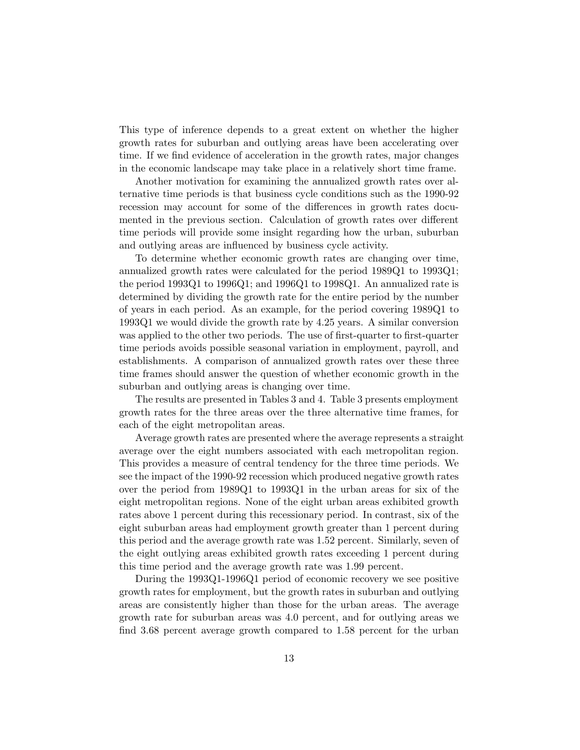This type of inference depends to a great extent on whether the higher growth rates for suburban and outlying areas have been accelerating over time. If we find evidence of acceleration in the growth rates, major changes in the economic landscape may take place in a relatively short time frame.

Another motivation for examining the annualized growth rates over alternative time periods is that business cycle conditions such as the 1990-92 recession may account for some of the differences in growth rates documented in the previous section. Calculation of growth rates over different time periods will provide some insight regarding how the urban, suburban and outlying areas are influenced by business cycle activity.

To determine whether economic growth rates are changing over time, annualized growth rates were calculated for the period 1989Q1 to 1993Q1; the period 1993Q1 to 1996Q1; and 1996Q1 to 1998Q1. An annualized rate is determined by dividing the growth rate for the entire period by the number of years in each period. As an example, for the period covering 1989Q1 to 1993Q1 we would divide the growth rate by 4.25 years. A similar conversion was applied to the other two periods. The use of first-quarter to first-quarter time periods avoids possible seasonal variation in employment, payroll, and establishments. A comparison of annualized growth rates over these three time frames should answer the question of whether economic growth in the suburban and outlying areas is changing over time.

The results are presented in Tables 3 and 4. Table 3 presents employment growth rates for the three areas over the three alternative time frames, for each of the eight metropolitan areas.

Average growth rates are presented where the average represents a straight average over the eight numbers associated with each metropolitan region. This provides a measure of central tendency for the three time periods. We see the impact of the 1990-92 recession which produced negative growth rates over the period from 1989Q1 to 1993Q1 in the urban areas for six of the eight metropolitan regions. None of the eight urban areas exhibited growth rates above 1 percent during this recessionary period. In contrast, six of the eight suburban areas had employment growth greater than 1 percent during this period and the average growth rate was 1.52 percent. Similarly, seven of the eight outlying areas exhibited growth rates exceeding 1 percent during this time period and the average growth rate was 1.99 percent.

During the 1993Q1-1996Q1 period of economic recovery we see positive growth rates for employment, but the growth rates in suburban and outlying areas are consistently higher than those for the urban areas. The average growth rate for suburban areas was 4.0 percent, and for outlying areas we find 3.68 percent average growth compared to 1.58 percent for the urban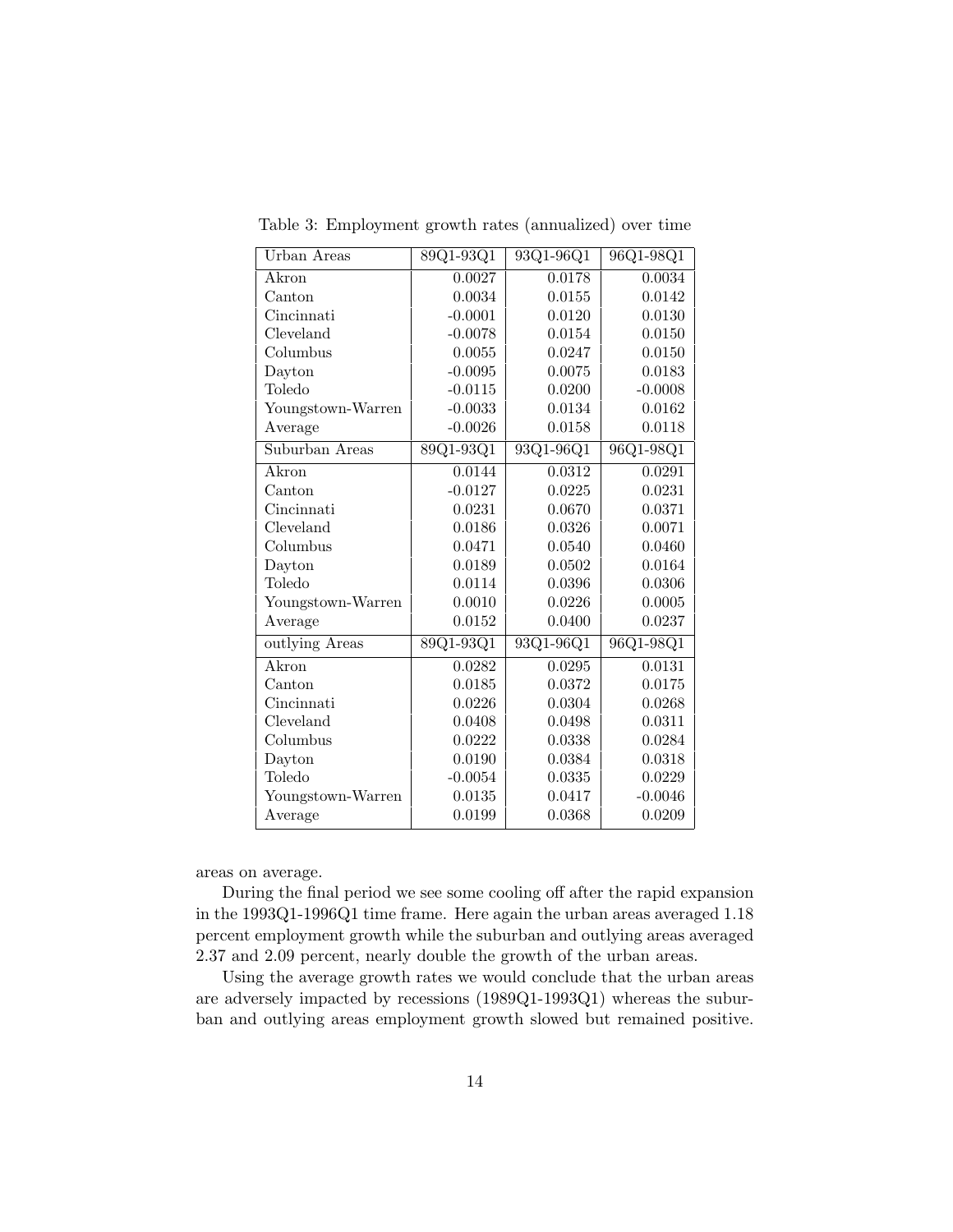Table 3: Employment growth rates (annualized) over time

| Urban Areas | 89Q1-93Q1 | 93Q1-96Q1 | 96Q1-98Q1 |
|---|---|---|---|
| Akron | 0.0027 | 0.0178 | 0.0034 |
| Canton | 0.0034 | 0.0155 | 0.0142 |
| Cincinnati | -0.0001 | 0.0120 | 0.0130 |
| Cleveland | -0.0078 | 0.0154 | 0.0150 |
| Columbus | 0.0055 | 0.0247 | 0.0150 |
| Dayton | -0.0095 | 0.0075 | 0.0183 |
| Toledo | -0.0115 | 0.0200 | -0.0008 |
| Youngstown-Warren | -0.0033 | 0.0134 | 0.0162 |
| Average | -0.0026 | 0.0158 | 0.0118 |
| **Suburban Areas** | **89Q1-93Q1** | **93Q1-96Q1** | **96Q1-98Q1** |
| Akron | 0.0144 | 0.0312 | 0.0291 |
| Canton | -0.0127 | 0.0225 | 0.0231 |
| Cincinnati | 0.0231 | 0.0670 | 0.0371 |
| Cleveland | 0.0186 | 0.0326 | 0.0071 |
| Columbus | 0.0471 | 0.0540 | 0.0460 |
| Dayton | 0.0189 | 0.0502 | 0.0164 |
| Toledo | 0.0114 | 0.0396 | 0.0306 |
| Youngstown-Warren | 0.0010 | 0.0226 | 0.0005 |
| Average | 0.0152 | 0.0400 | 0.0237 |
| **outlying Areas** | **89Q1-93Q1** | **93Q1-96Q1** | **96Q1-98Q1** |
| Akron | 0.0282 | 0.0295 | 0.0131 |
| Canton | 0.0185 | 0.0372 | 0.0175 |
| Cincinnati | 0.0226 | 0.0304 | 0.0268 |
| Cleveland | 0.0408 | 0.0498 | 0.0311 |
| Columbus | 0.0222 | 0.0338 | 0.0284 |
| Dayton | 0.0190 | 0.0384 | 0.0318 |
| Toledo | -0.0054 | 0.0335 | 0.0229 |
| Youngstown-Warren | 0.0135 | 0.0417 | -0.0046 |
| Average | 0.0199 | 0.0368 | 0.0209 |

areas on average.

During the final period we see some cooling off after the rapid expansion in the 1993Q1-1996Q1 time frame. Here again the urban areas averaged 1.18 percent employment growth while the suburban and outlying areas averaged 2.37 and 2.09 percent, nearly double the growth of the urban areas.

Using the average growth rates we would conclude that the urban areas are adversely impacted by recessions (1989Q1-1993Q1) whereas the suburban and outlying areas employment growth slowed but remained positive.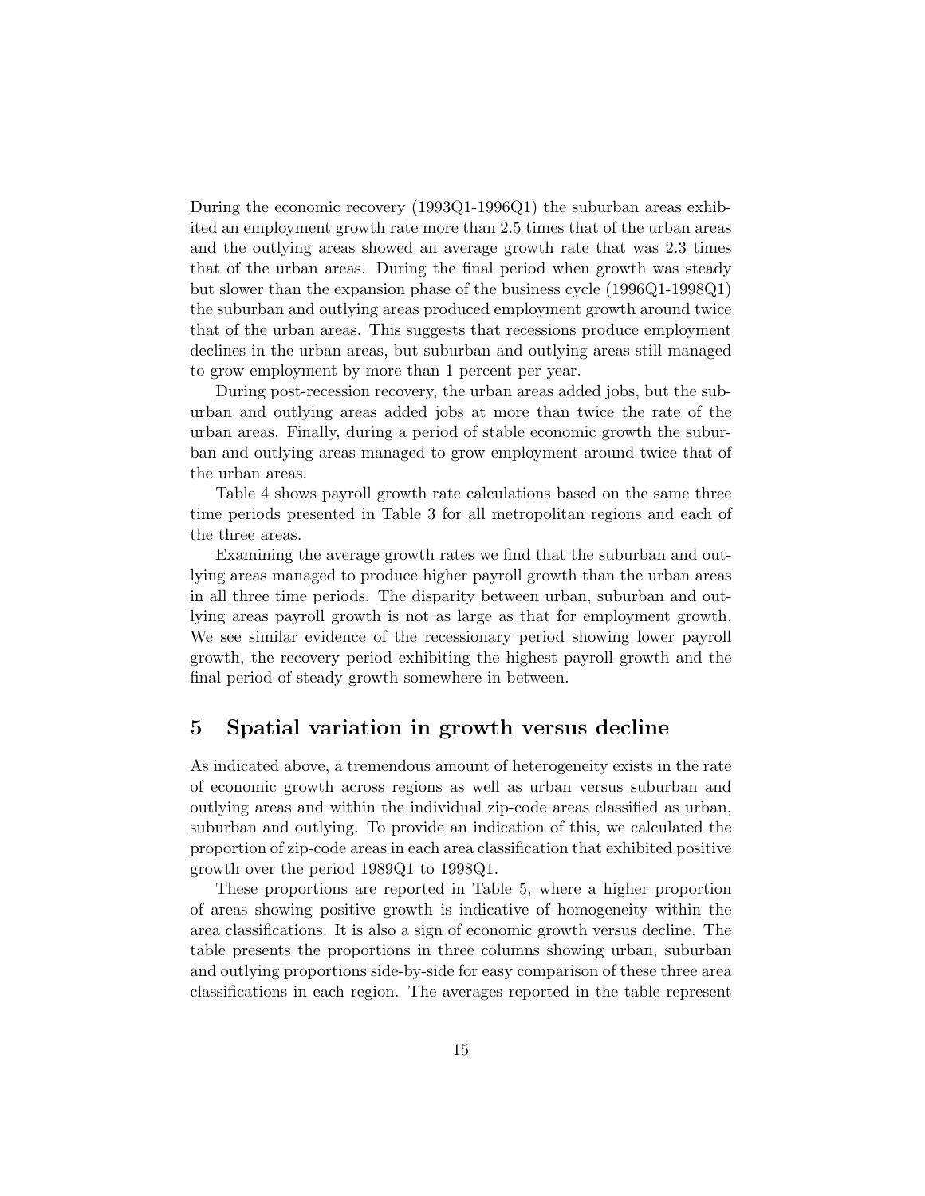During the economic recovery (1993Q1-1996Q1) the suburban areas exhibited an employment growth rate more than 2.5 times that of the urban areas and the outlying areas showed an average growth rate that was 2.3 times that of the urban areas. During the final period when growth was steady but slower than the expansion phase of the business cycle (1996Q1-1998Q1) the suburban and outlying areas produced employment growth around twice that of the urban areas. This suggests that recessions produce employment declines in the urban areas, but suburban and outlying areas still managed to grow employment by more than 1 percent per year.

During post-recession recovery, the urban areas added jobs, but the suburban and outlying areas added jobs at more than twice the rate of the urban areas. Finally, during a period of stable economic growth the suburban and outlying areas managed to grow employment around twice that of the urban areas.

Table 4 shows payroll growth rate calculations based on the same three time periods presented in Table 3 for all metropolitan regions and each of the three areas.

Examining the average growth rates we find that the suburban and outlying areas managed to produce higher payroll growth than the urban areas in all three time periods. The disparity between urban, suburban and outlying areas payroll growth is not as large as that for employment growth. We see similar evidence of the recessionary period showing lower payroll growth, the recovery period exhibiting the highest payroll growth and the final period of steady growth somewhere in between.

## 5 Spatial variation in growth versus decline

As indicated above, a tremendous amount of heterogeneity exists in the rate of economic growth across regions as well as urban versus suburban and outlying areas and within the individual zip-code areas classified as urban, suburban and outlying. To provide an indication of this, we calculated the proportion of zip-code areas in each area classification that exhibited positive growth over the period 1989Q1 to 1998Q1.

These proportions are reported in Table 5, where a higher proportion of areas showing positive growth is indicative of homogeneity within the area classifications. It is also a sign of economic growth versus decline. The table presents the proportions in three columns showing urban, suburban and outlying proportions side-by-side for easy comparison of these three area classifications in each region. The averages reported in the table represent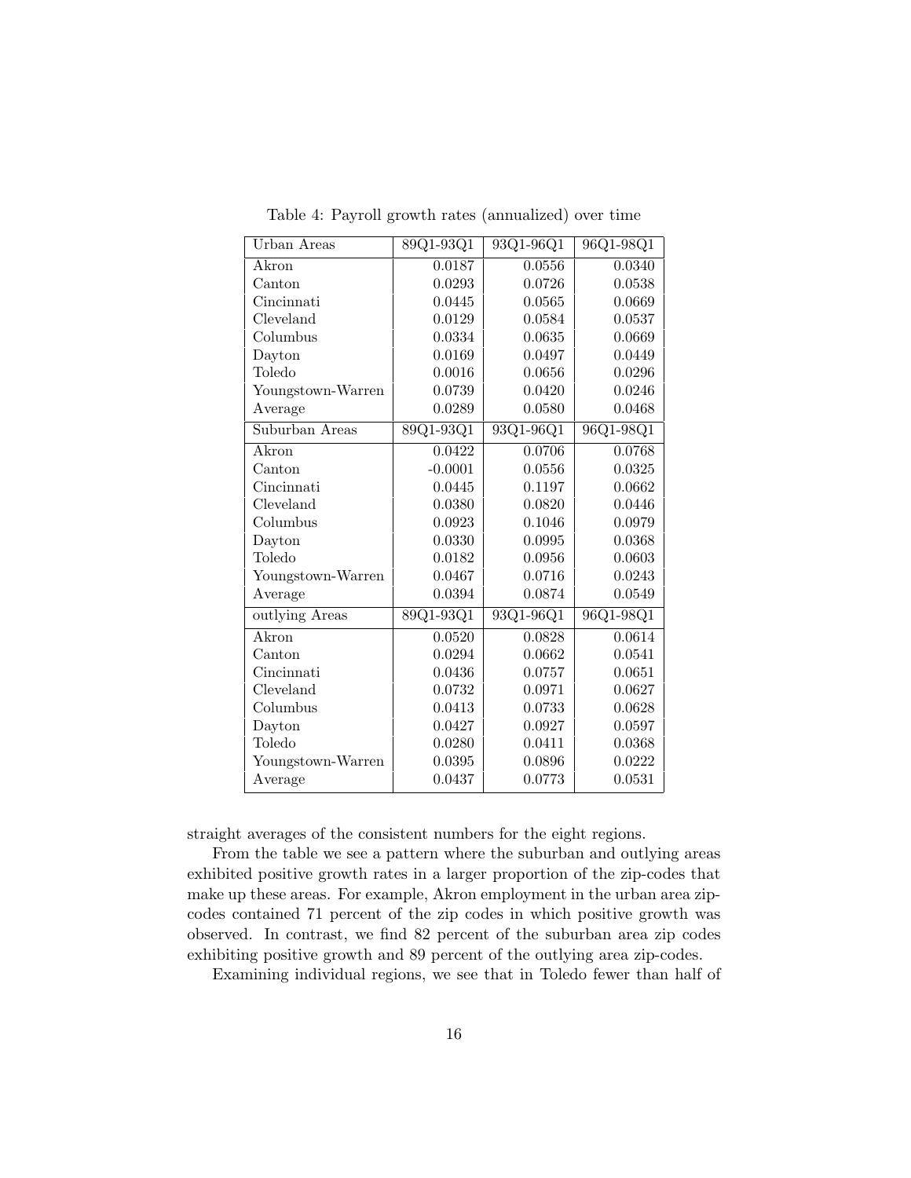Table 4: Payroll growth rates (annualized) over time

| Urban Areas | 89Q1-93Q1 | 93Q1-96Q1 | 96Q1-98Q1 |
|---|---|---|---|
| Akron | 0.0187 | 0.0556 | 0.0340 |
| Canton | 0.0293 | 0.0726 | 0.0538 |
| Cincinnati | 0.0445 | 0.0565 | 0.0669 |
| Cleveland | 0.0129 | 0.0584 | 0.0537 |
| Columbus | 0.0334 | 0.0635 | 0.0669 |
| Dayton | 0.0169 | 0.0497 | 0.0449 |
| Toledo | 0.0016 | 0.0656 | 0.0296 |
| Youngstown-Warren | 0.0739 | 0.0420 | 0.0246 |
| Average | 0.0289 | 0.0580 | 0.0468 |
| **Suburban Areas** | **89Q1-93Q1** | **93Q1-96Q1** | **96Q1-98Q1** |
| Akron | 0.0422 | 0.0706 | 0.0768 |
| Canton | -0.0001 | 0.0556 | 0.0325 |
| Cincinnati | 0.0445 | 0.1197 | 0.0662 |
| Cleveland | 0.0380 | 0.0820 | 0.0446 |
| Columbus | 0.0923 | 0.1046 | 0.0979 |
| Dayton | 0.0330 | 0.0995 | 0.0368 |
| Toledo | 0.0182 | 0.0956 | 0.0603 |
| Youngstown-Warren | 0.0467 | 0.0716 | 0.0243 |
| Average | 0.0394 | 0.0874 | 0.0549 |
| **outlying Areas** | **89Q1-93Q1** | **93Q1-96Q1** | **96Q1-98Q1** |
| Akron | 0.0520 | 0.0828 | 0.0614 |
| Canton | 0.0294 | 0.0662 | 0.0541 |
| Cincinnati | 0.0436 | 0.0757 | 0.0651 |
| Cleveland | 0.0732 | 0.0971 | 0.0627 |
| Columbus | 0.0413 | 0.0733 | 0.0628 |
| Dayton | 0.0427 | 0.0927 | 0.0597 |
| Toledo | 0.0280 | 0.0411 | 0.0368 |
| Youngstown-Warren | 0.0395 | 0.0896 | 0.0222 |
| Average | 0.0437 | 0.0773 | 0.0531 |

straight averages of the consistent numbers for the eight regions.

From the table we see a pattern where the suburban and outlying areas exhibited positive growth rates in a larger proportion of the zip-codes that make up these areas. For example, Akron employment in the urban area zip-codes contained 71 percent of the zip codes in which positive growth was observed. In contrast, we find 82 percent of the suburban area zip codes exhibiting positive growth and 89 percent of the outlying area zip-codes.

Examining individual regions, we see that in Toledo fewer than half of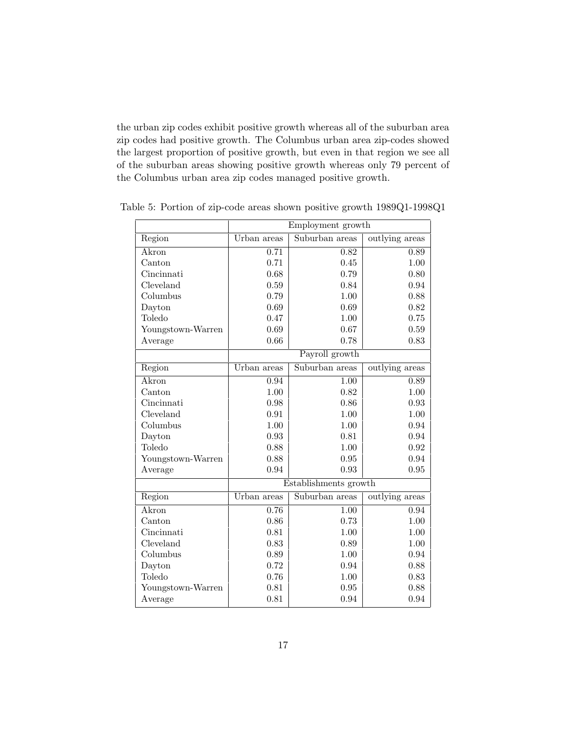the urban zip codes exhibit positive growth whereas all of the suburban area zip codes had positive growth. The Columbus urban area zip-codes showed the largest proportion of positive growth, but even in that region we see all of the suburban areas showing positive growth whereas only 79 percent of the Columbus urban area zip codes managed positive growth.

Table 5: Portion of zip-code areas shown positive growth 1989Q1-1998Q1

| | Employment growth | | |
|---|---|---|---|
| Region | Urban areas | Suburban areas | outlying areas |
| Akron | 0.71 | 0.82 | 0.89 |
| Canton | 0.71 | 0.45 | 1.00 |
| Cincinnati | 0.68 | 0.79 | 0.80 |
| Cleveland | 0.59 | 0.84 | 0.94 |
| Columbus | 0.79 | 1.00 | 0.88 |
| Dayton | 0.69 | 0.69 | 0.82 |
| Toledo | 0.47 | 1.00 | 0.75 |
| Youngstown-Warren | 0.69 | 0.67 | 0.59 |
| Average | 0.66 | 0.78 | 0.83 |
| | Payroll growth | | |
| Region | Urban areas | Suburban areas | outlying areas |
| Akron | 0.94 | 1.00 | 0.89 |
| Canton | 1.00 | 0.82 | 1.00 |
| Cincinnati | 0.98 | 0.86 | 0.93 |
| Cleveland | 0.91 | 1.00 | 1.00 |
| Columbus | 1.00 | 1.00 | 0.94 |
| Dayton | 0.93 | 0.81 | 0.94 |
| Toledo | 0.88 | 1.00 | 0.92 |
| Youngstown-Warren | 0.88 | 0.95 | 0.94 |
| Average | 0.94 | 0.93 | 0.95 |
| | Establishments growth | | |
| Region | Urban areas | Suburban areas | outlying areas |
| Akron | 0.76 | 1.00 | 0.94 |
| Canton | 0.86 | 0.73 | 1.00 |
| Cincinnati | 0.81 | 1.00 | 1.00 |
| Cleveland | 0.83 | 0.89 | 1.00 |
| Columbus | 0.89 | 1.00 | 0.94 |
| Dayton | 0.72 | 0.94 | 0.88 |
| Toledo | 0.76 | 1.00 | 0.83 |
| Youngstown-Warren | 0.81 | 0.95 | 0.88 |
| Average | 0.81 | 0.94 | 0.94 |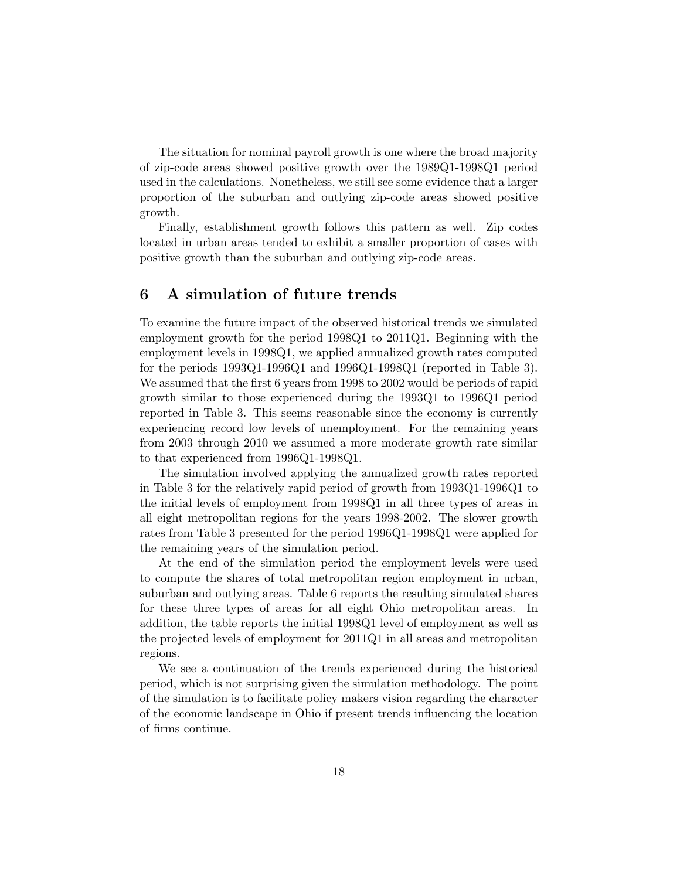The situation for nominal payroll growth is one where the broad majority of zip-code areas showed positive growth over the 1989Q1-1998Q1 period used in the calculations. Nonetheless, we still see some evidence that a larger proportion of the suburban and outlying zip-code areas showed positive growth.

Finally, establishment growth follows this pattern as well. Zip codes located in urban areas tended to exhibit a smaller proportion of cases with positive growth than the suburban and outlying zip-code areas.

## 6 A simulation of future trends

To examine the future impact of the observed historical trends we simulated employment growth for the period 1998Q1 to 2011Q1. Beginning with the employment levels in 1998Q1, we applied annualized growth rates computed for the periods 1993Q1-1996Q1 and 1996Q1-1998Q1 (reported in Table 3). We assumed that the first 6 years from 1998 to 2002 would be periods of rapid growth similar to those experienced during the 1993Q1 to 1996Q1 period reported in Table 3. This seems reasonable since the economy is currently experiencing record low levels of unemployment. For the remaining years from 2003 through 2010 we assumed a more moderate growth rate similar to that experienced from 1996Q1-1998Q1.

The simulation involved applying the annualized growth rates reported in Table 3 for the relatively rapid period of growth from 1993Q1-1996Q1 to the initial levels of employment from 1998Q1 in all three types of areas in all eight metropolitan regions for the years 1998-2002. The slower growth rates from Table 3 presented for the period 1996Q1-1998Q1 were applied for the remaining years of the simulation period.

At the end of the simulation period the employment levels were used to compute the shares of total metropolitan region employment in urban, suburban and outlying areas. Table 6 reports the resulting simulated shares for these three types of areas for all eight Ohio metropolitan areas. In addition, the table reports the initial 1998Q1 level of employment as well as the projected levels of employment for 2011Q1 in all areas and metropolitan regions.

We see a continuation of the trends experienced during the historical period, which is not surprising given the simulation methodology. The point of the simulation is to facilitate policy makers vision regarding the character of the economic landscape in Ohio if present trends influencing the location of firms continue.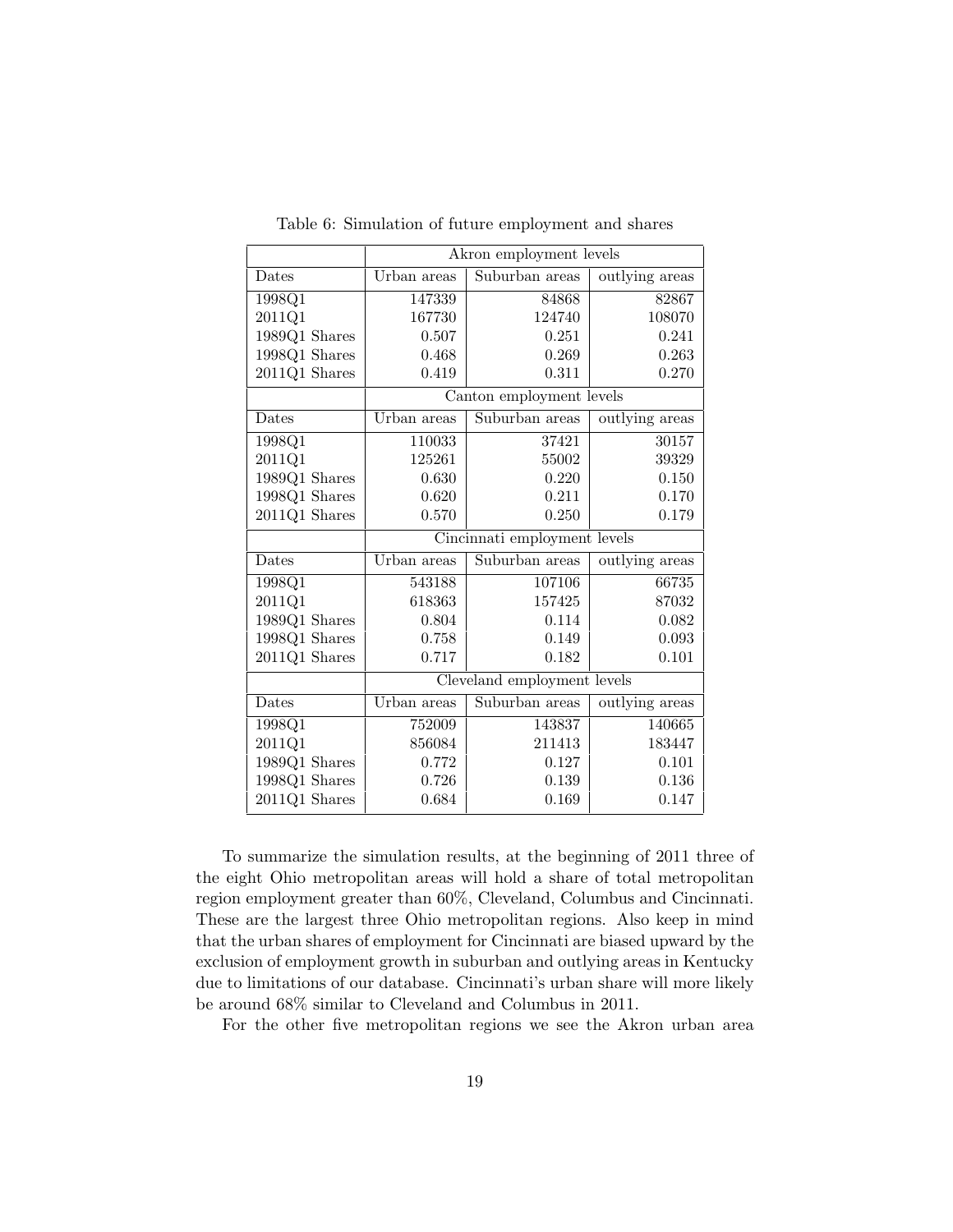Table 6: Simulation of future employment and shares

| | Akron employment levels | | |
|---|---|---|---|
| Dates | Urban areas | Suburban areas | outlying areas |
| 1998Q1 | 147339 | 84868 | 82867 |
| 2011Q1 | 167730 | 124740 | 108070 |
| 1989Q1 Shares | 0.507 | 0.251 | 0.241 |
| 1998Q1 Shares | 0.468 | 0.269 | 0.263 |
| 2011Q1 Shares | 0.419 | 0.311 | 0.270 |
| | Canton employment levels | | |
| Dates | Urban areas | Suburban areas | outlying areas |
| 1998Q1 | 110033 | 37421 | 30157 |
| 2011Q1 | 125261 | 55002 | 39329 |
| 1989Q1 Shares | 0.630 | 0.220 | 0.150 |
| 1998Q1 Shares | 0.620 | 0.211 | 0.170 |
| 2011Q1 Shares | 0.570 | 0.250 | 0.179 |
| | Cincinnati employment levels | | |
| Dates | Urban areas | Suburban areas | outlying areas |
| 1998Q1 | 543188 | 107106 | 66735 |
| 2011Q1 | 618363 | 157425 | 87032 |
| 1989Q1 Shares | 0.804 | 0.114 | 0.082 |
| 1998Q1 Shares | 0.758 | 0.149 | 0.093 |
| 2011Q1 Shares | 0.717 | 0.182 | 0.101 |
| | Cleveland employment levels | | |
| Dates | Urban areas | Suburban areas | outlying areas |
| 1998Q1 | 752009 | 143837 | 140665 |
| 2011Q1 | 856084 | 211413 | 183447 |
| 1989Q1 Shares | 0.772 | 0.127 | 0.101 |
| 1998Q1 Shares | 0.726 | 0.139 | 0.136 |
| 2011Q1 Shares | 0.684 | 0.169 | 0.147 |

To summarize the simulation results, at the beginning of 2011 three of the eight Ohio metropolitan areas will hold a share of total metropolitan region employment greater than 60%, Cleveland, Columbus and Cincinnati. These are the largest three Ohio metropolitan regions. Also keep in mind that the urban shares of employment for Cincinnati are biased upward by the exclusion of employment growth in suburban and outlying areas in Kentucky due to limitations of our database. Cincinnati's urban share will more likely be around 68% similar to Cleveland and Columbus in 2011.

For the other five metropolitan regions we see the Akron urban area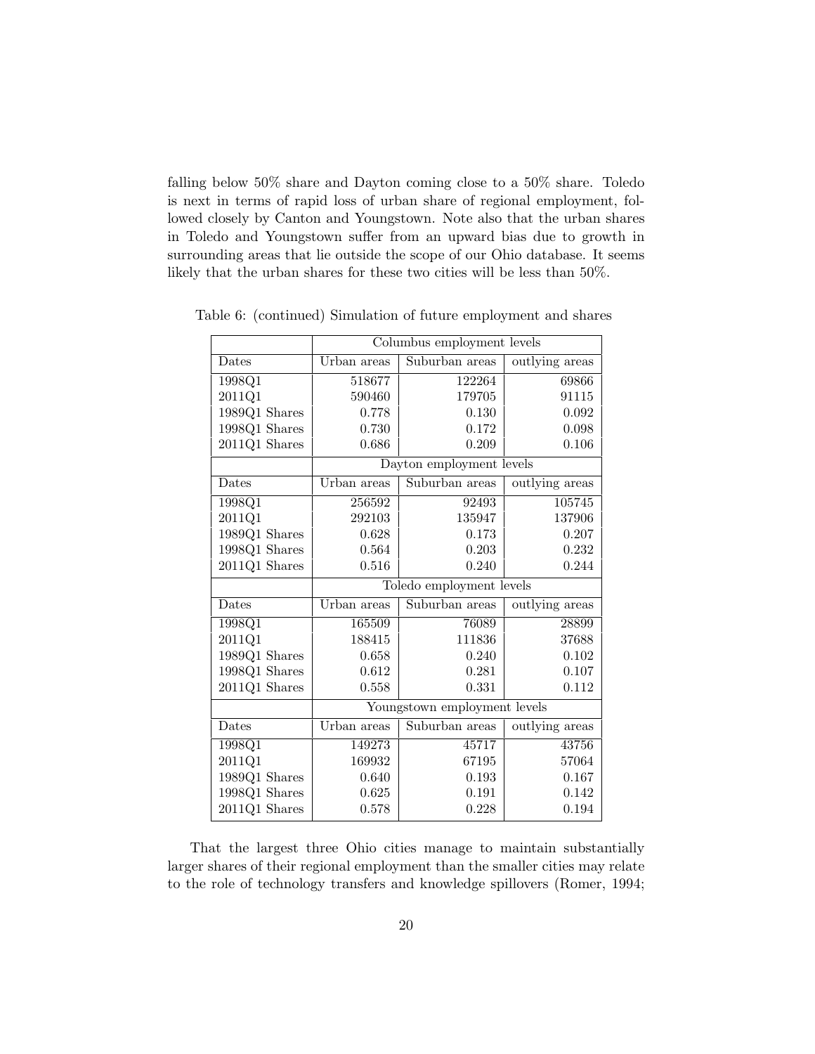falling below 50% share and Dayton coming close to a 50% share. Toledo is next in terms of rapid loss of urban share of regional employment, followed closely by Canton and Youngstown. Note also that the urban shares in Toledo and Youngstown suffer from an upward bias due to growth in surrounding areas that lie outside the scope of our Ohio database. It seems likely that the urban shares for these two cities will be less than 50%.

Table 6: (continued) Simulation of future employment and shares

| | Columbus employment levels | | |
|---|---|---|---|
| Dates | Urban areas | Suburban areas | outlying areas |
| 1998Q1 | 518677 | 122264 | 69866 |
| 2011Q1 | 590460 | 179705 | 91115 |
| 1989Q1 Shares | 0.778 | 0.130 | 0.092 |
| 1998Q1 Shares | 0.730 | 0.172 | 0.098 |
| 2011Q1 Shares | 0.686 | 0.209 | 0.106 |
| | Dayton employment levels | | |
| Dates | Urban areas | Suburban areas | outlying areas |
| 1998Q1 | 256592 | 92493 | 105745 |
| 2011Q1 | 292103 | 135947 | 137906 |
| 1989Q1 Shares | 0.628 | 0.173 | 0.207 |
| 1998Q1 Shares | 0.564 | 0.203 | 0.232 |
| 2011Q1 Shares | 0.516 | 0.240 | 0.244 |
| | Toledo employment levels | | |
| Dates | Urban areas | Suburban areas | outlying areas |
| 1998Q1 | 165509 | 76089 | 28899 |
| 2011Q1 | 188415 | 111836 | 37688 |
| 1989Q1 Shares | 0.658 | 0.240 | 0.102 |
| 1998Q1 Shares | 0.612 | 0.281 | 0.107 |
| 2011Q1 Shares | 0.558 | 0.331 | 0.112 |
| | Youngstown employment levels | | |
| Dates | Urban areas | Suburban areas | outlying areas |
| 1998Q1 | 149273 | 45717 | 43756 |
| 2011Q1 | 169932 | 67195 | 57064 |
| 1989Q1 Shares | 0.640 | 0.193 | 0.167 |
| 1998Q1 Shares | 0.625 | 0.191 | 0.142 |
| 2011Q1 Shares | 0.578 | 0.228 | 0.194 |

That the largest three Ohio cities manage to maintain substantially larger shares of their regional employment than the smaller cities may relate to the role of technology transfers and knowledge spillovers (Romer, 1994;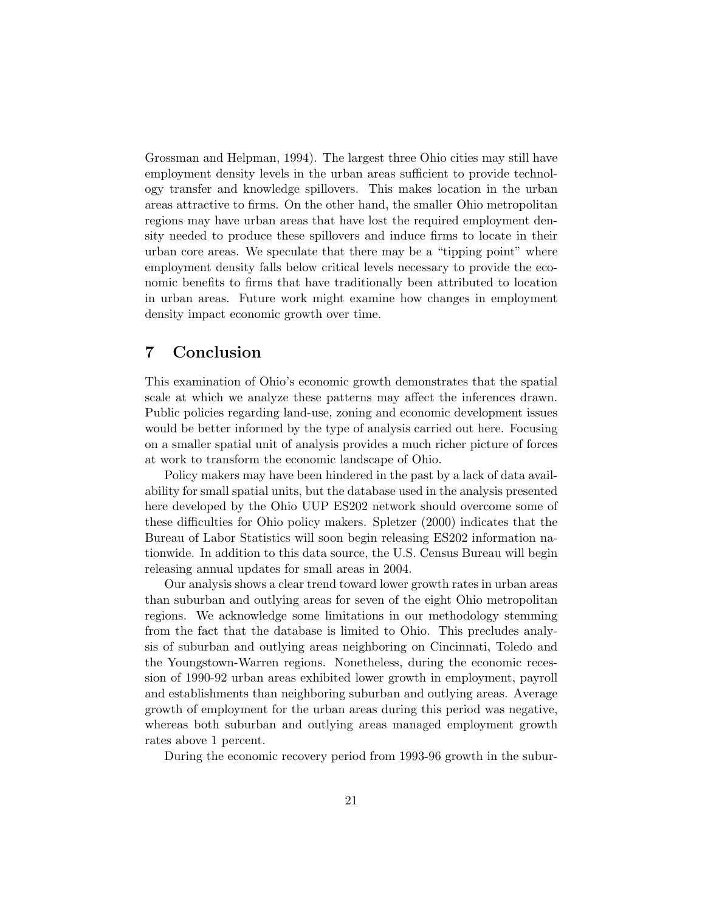Grossman and Helpman, 1994). The largest three Ohio cities may still have employment density levels in the urban areas sufficient to provide technology transfer and knowledge spillovers. This makes location in the urban areas attractive to firms. On the other hand, the smaller Ohio metropolitan regions may have urban areas that have lost the required employment density needed to produce these spillovers and induce firms to locate in their urban core areas. We speculate that there may be a "tipping point" where employment density falls below critical levels necessary to provide the economic benefits to firms that have traditionally been attributed to location in urban areas. Future work might examine how changes in employment density impact economic growth over time.

## 7 Conclusion

This examination of Ohio's economic growth demonstrates that the spatial scale at which we analyze these patterns may affect the inferences drawn. Public policies regarding land-use, zoning and economic development issues would be better informed by the type of analysis carried out here. Focusing on a smaller spatial unit of analysis provides a much richer picture of forces at work to transform the economic landscape of Ohio.

Policy makers may have been hindered in the past by a lack of data availability for small spatial units, but the database used in the analysis presented here developed by the Ohio UUP ES202 network should overcome some of these difficulties for Ohio policy makers. Spletzer (2000) indicates that the Bureau of Labor Statistics will soon begin releasing ES202 information nationwide. In addition to this data source, the U.S. Census Bureau will begin releasing annual updates for small areas in 2004.

Our analysis shows a clear trend toward lower growth rates in urban areas than suburban and outlying areas for seven of the eight Ohio metropolitan regions. We acknowledge some limitations in our methodology stemming from the fact that the database is limited to Ohio. This precludes analysis of suburban and outlying areas neighboring on Cincinnati, Toledo and the Youngstown-Warren regions. Nonetheless, during the economic recession of 1990-92 urban areas exhibited lower growth in employment, payroll and establishments than neighboring suburban and outlying areas. Average growth of employment for the urban areas during this period was negative, whereas both suburban and outlying areas managed employment growth rates above 1 percent.

During the economic recovery period from 1993-96 growth in the subur-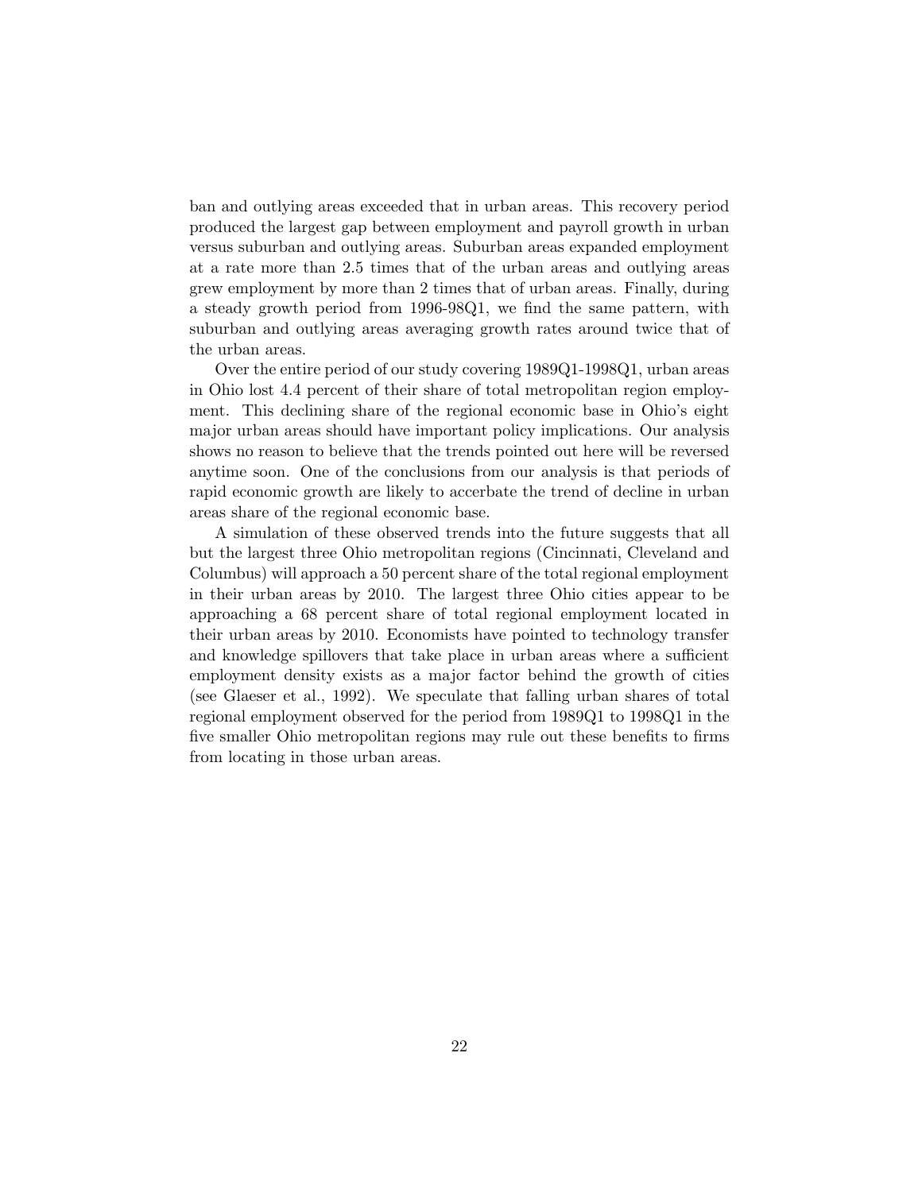ban and outlying areas exceeded that in urban areas. This recovery period produced the largest gap between employment and payroll growth in urban versus suburban and outlying areas. Suburban areas expanded employment at a rate more than 2.5 times that of the urban areas and outlying areas grew employment by more than 2 times that of urban areas. Finally, during a steady growth period from 1996-98Q1, we find the same pattern, with suburban and outlying areas averaging growth rates around twice that of the urban areas.

Over the entire period of our study covering 1989Q1-1998Q1, urban areas in Ohio lost 4.4 percent of their share of total metropolitan region employment. This declining share of the regional economic base in Ohio's eight major urban areas should have important policy implications. Our analysis shows no reason to believe that the trends pointed out here will be reversed anytime soon. One of the conclusions from our analysis is that periods of rapid economic growth are likely to accerbate the trend of decline in urban areas share of the regional economic base.

A simulation of these observed trends into the future suggests that all but the largest three Ohio metropolitan regions (Cincinnati, Cleveland and Columbus) will approach a 50 percent share of the total regional employment in their urban areas by 2010. The largest three Ohio cities appear to be approaching a 68 percent share of total regional employment located in their urban areas by 2010. Economists have pointed to technology transfer and knowledge spillovers that take place in urban areas where a sufficient employment density exists as a major factor behind the growth of cities (see Glaeser et al., 1992). We speculate that falling urban shares of total regional employment observed for the period from 1989Q1 to 1998Q1 in the five smaller Ohio metropolitan regions may rule out these benefits to firms from locating in those urban areas.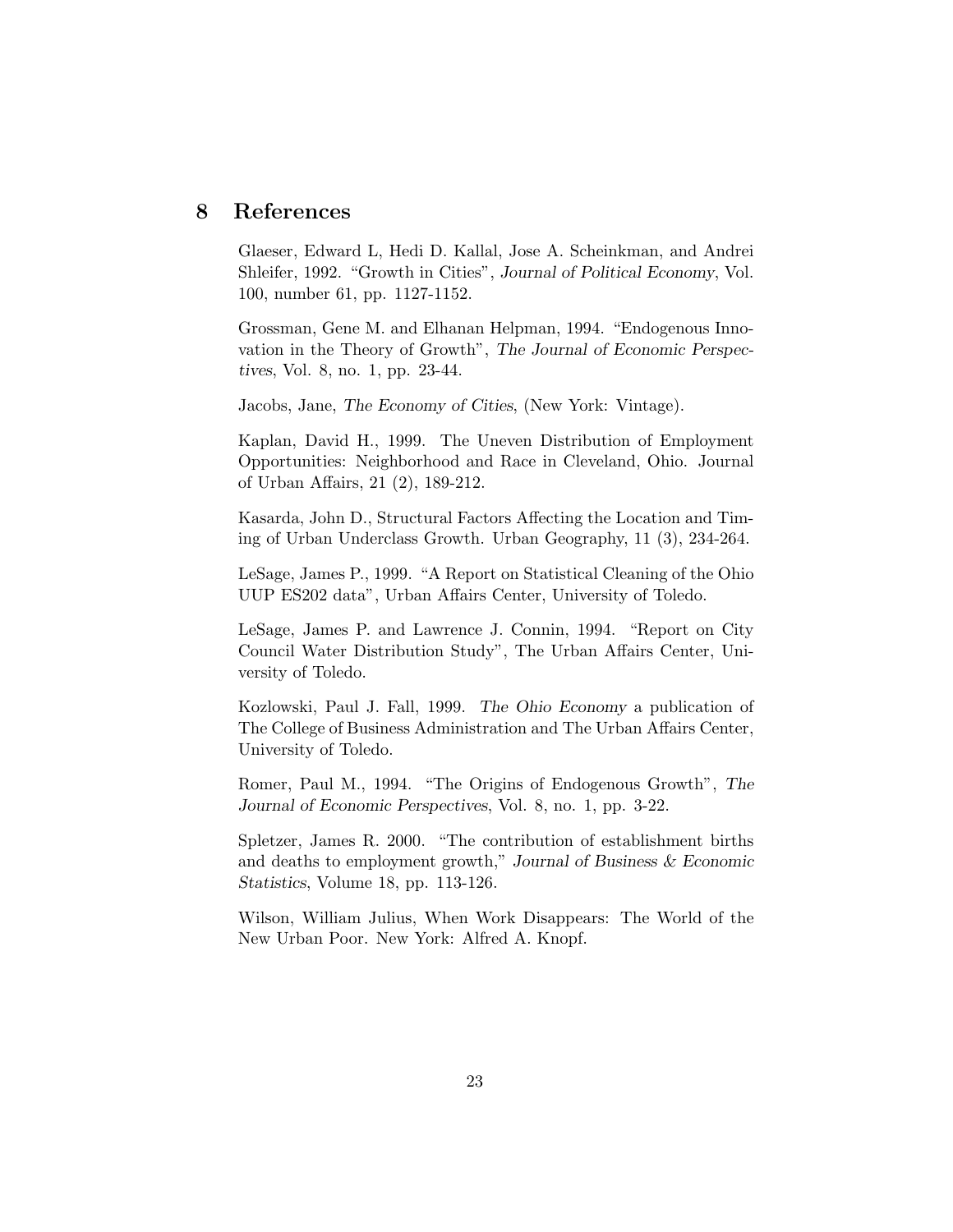## 8 References

Glaeser, Edward L, Hedi D. Kallal, Jose A. Scheinkman, and Andrei Shleifer, 1992. "Growth in Cities", *Journal of Political Economy*, Vol. 100, number 61, pp. 1127-1152.

Grossman, Gene M. and Elhanan Helpman, 1994. "Endogenous Innovation in the Theory of Growth", *The Journal of Economic Perspectives*, Vol. 8, no. 1, pp. 23-44.

Jacobs, Jane, *The Economy of Cities*, (New York: Vintage).

Kaplan, David H., 1999. The Uneven Distribution of Employment Opportunities: Neighborhood and Race in Cleveland, Ohio. Journal of Urban Affairs, 21 (2), 189-212.

Kasarda, John D., Structural Factors Affecting the Location and Timing of Urban Underclass Growth. Urban Geography, 11 (3), 234-264.

LeSage, James P., 1999. "A Report on Statistical Cleaning of the Ohio UUP ES202 data", Urban Affairs Center, University of Toledo.

LeSage, James P. and Lawrence J. Connin, 1994. "Report on City Council Water Distribution Study", The Urban Affairs Center, University of Toledo.

Kozlowski, Paul J. Fall, 1999. *The Ohio Economy* a publication of The College of Business Administration and The Urban Affairs Center, University of Toledo.

Romer, Paul M., 1994. "The Origins of Endogenous Growth", *The Journal of Economic Perspectives*, Vol. 8, no. 1, pp. 3-22.

Spletzer, James R. 2000. "The contribution of establishment births and deaths to employment growth," *Journal of Business & Economic Statistics*, Volume 18, pp. 113-126.

Wilson, William Julius, When Work Disappears: The World of the New Urban Poor. New York: Alfred A. Knopf.